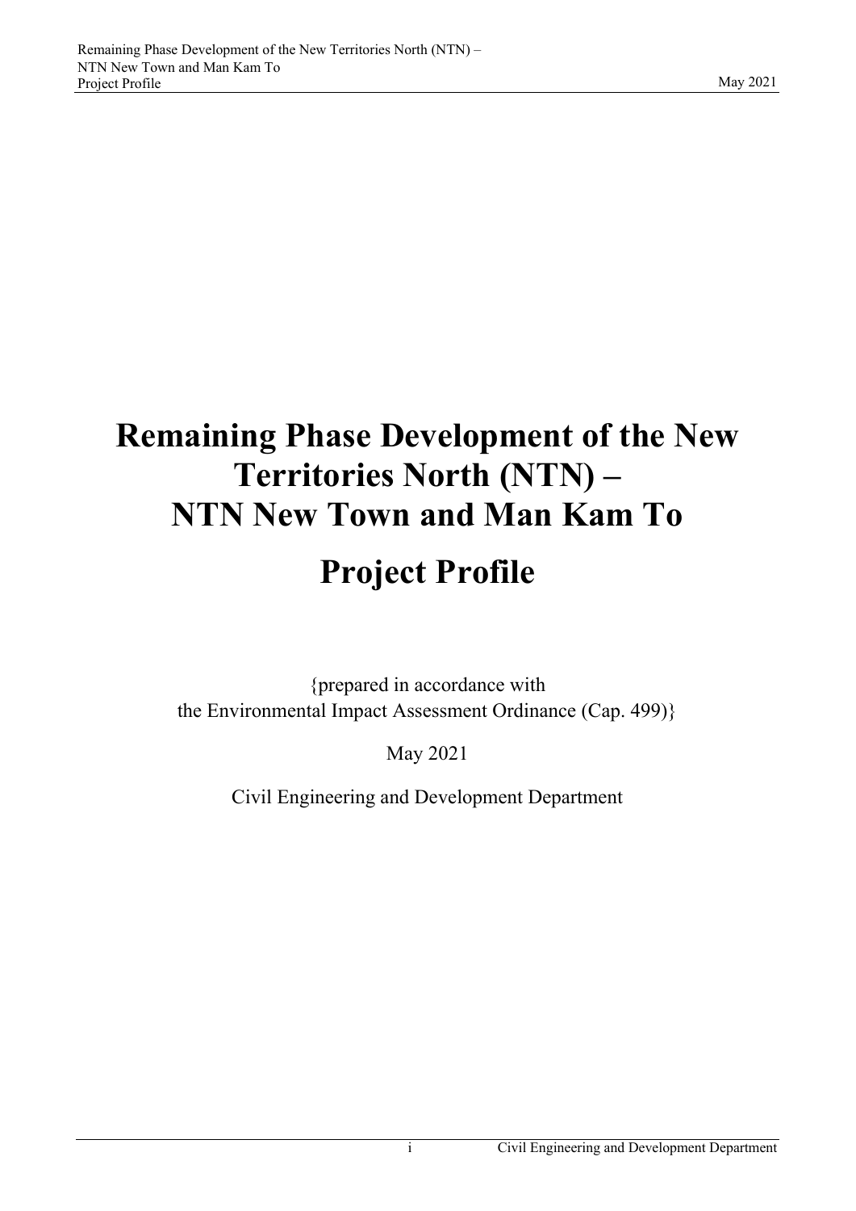# Remaining Phase Development of the New Territories North (NTN) – NTN New Town and Man Kam To

# Project Profile

{prepared in accordance with
the Environmental Impact Assessment Ordinance (Cap. 499)}

May 2021

Civil Engineering and Development Department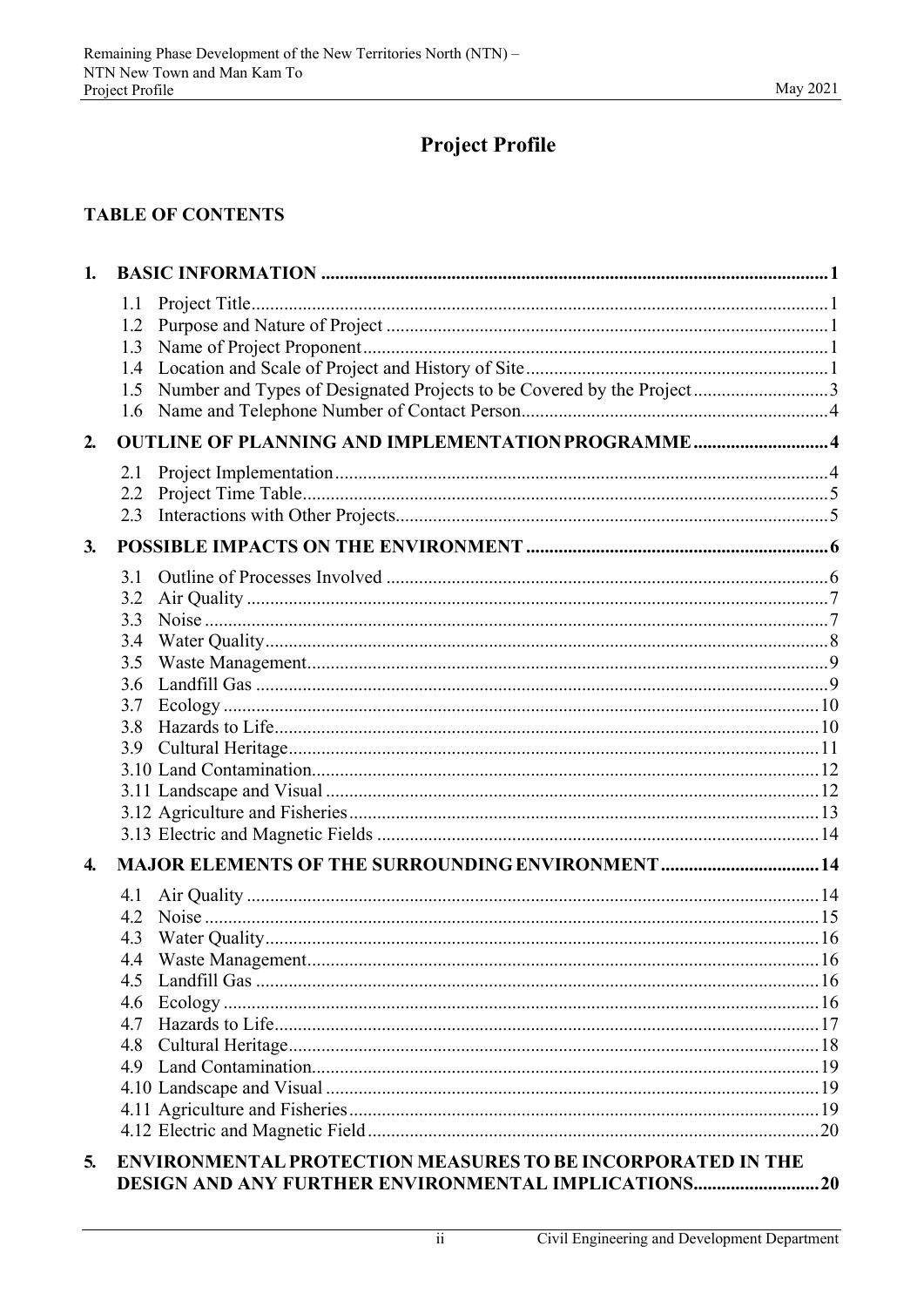# Project Profile

## TABLE OF CONTENTS

**1. BASIC INFORMATION ........ 1**

- 1.1 Project Title ........ 1
- 1.2 Purpose and Nature of Project ........ 1
- 1.3 Name of Project Proponent ........ 1
- 1.4 Location and Scale of Project and History of Site ........ 1
- 1.5 Number and Types of Designated Projects to be Covered by the Project ........ 3
- 1.6 Name and Telephone Number of Contact Person ........ 4

**2. OUTLINE OF PLANNING AND IMPLEMENTATION PROGRAMME ........ 4**

- 2.1 Project Implementation ........ 4
- 2.2 Project Time Table ........ 5
- 2.3 Interactions with Other Projects ........ 5

**3. POSSIBLE IMPACTS ON THE ENVIRONMENT ........ 6**

- 3.1 Outline of Processes Involved ........ 6
- 3.2 Air Quality ........ 7
- 3.3 Noise ........ 7
- 3.4 Water Quality ........ 8
- 3.5 Waste Management ........ 9
- 3.6 Landfill Gas ........ 9
- 3.7 Ecology ........ 10
- 3.8 Hazards to Life ........ 10
- 3.9 Cultural Heritage ........ 11
- 3.10 Land Contamination ........ 12
- 3.11 Landscape and Visual ........ 12
- 3.12 Agriculture and Fisheries ........ 13
- 3.13 Electric and Magnetic Fields ........ 14

**4. MAJOR ELEMENTS OF THE SURROUNDING ENVIRONMENT ........ 14**

- 4.1 Air Quality ........ 14
- 4.2 Noise ........ 15
- 4.3 Water Quality ........ 16
- 4.4 Waste Management ........ 16
- 4.5 Landfill Gas ........ 16
- 4.6 Ecology ........ 16
- 4.7 Hazards to Life ........ 17
- 4.8 Cultural Heritage ........ 18
- 4.9 Land Contamination ........ 19
- 4.10 Landscape and Visual ........ 19
- 4.11 Agriculture and Fisheries ........ 19
- 4.12 Electric and Magnetic Field ........ 20

**5. ENVIRONMENTAL PROTECTION MEASURES TO BE INCORPORATED IN THE DESIGN AND ANY FURTHER ENVIRONMENTAL IMPLICATIONS ........ 20**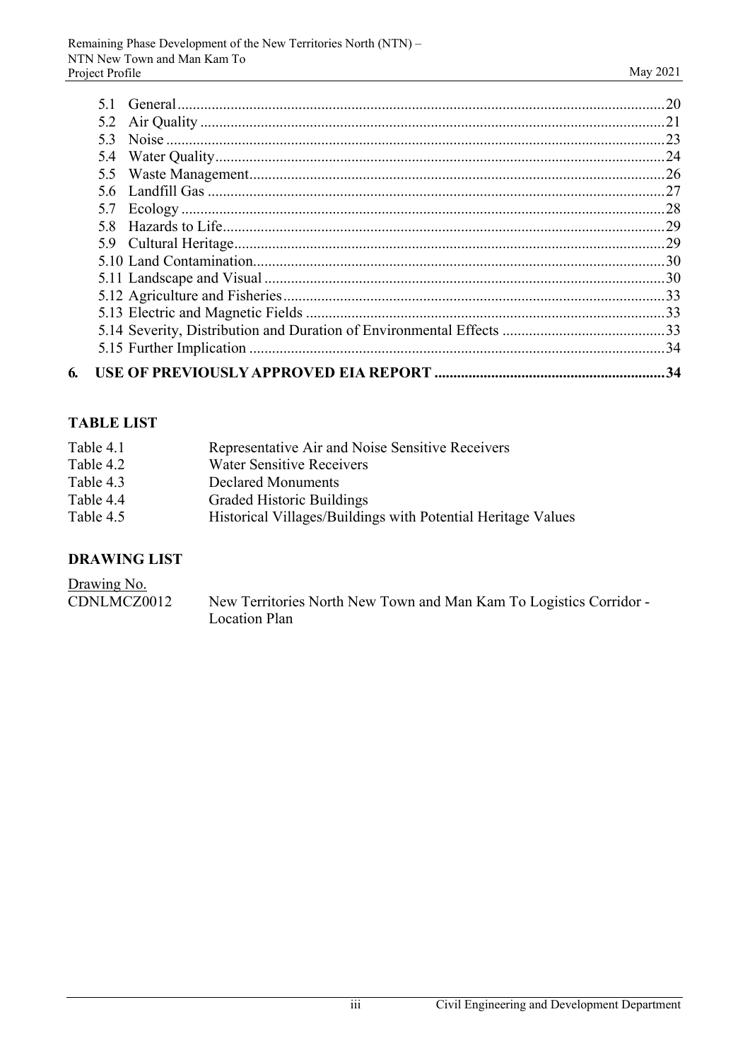| | | |
|---|---|---|
| 5.1 | General | 20 |
| 5.2 | Air Quality | 21 |
| 5.3 | Noise | 23 |
| 5.4 | Water Quality | 24 |
| 5.5 | Waste Management | 26 |
| 5.6 | Landfill Gas | 27 |
| 5.7 | Ecology | 28 |
| 5.8 | Hazards to Life | 29 |
| 5.9 | Cultural Heritage | 29 |
| 5.10 | Land Contamination | 30 |
| 5.11 | Landscape and Visual | 30 |
| 5.12 | Agriculture and Fisheries | 33 |
| 5.13 | Electric and Magnetic Fields | 33 |
| 5.14 | Severity, Distribution and Duration of Environmental Effects | 33 |
| 5.15 | Further Implication | 34 |
| **6.** | **USE OF PREVIOUSLY APPROVED EIA REPORT** | **34** |

## TABLE LIST

| | |
|---|---|
| Table 4.1 | Representative Air and Noise Sensitive Receivers |
| Table 4.2 | Water Sensitive Receivers |
| Table 4.3 | Declared Monuments |
| Table 4.4 | Graded Historic Buildings |
| Table 4.5 | Historical Villages/Buildings with Potential Heritage Values |

## DRAWING LIST

| Drawing No. | |
|---|---|
| CDNLMCZ0012 | New Territories North New Town and Man Kam To Logistics Corridor - Location Plan |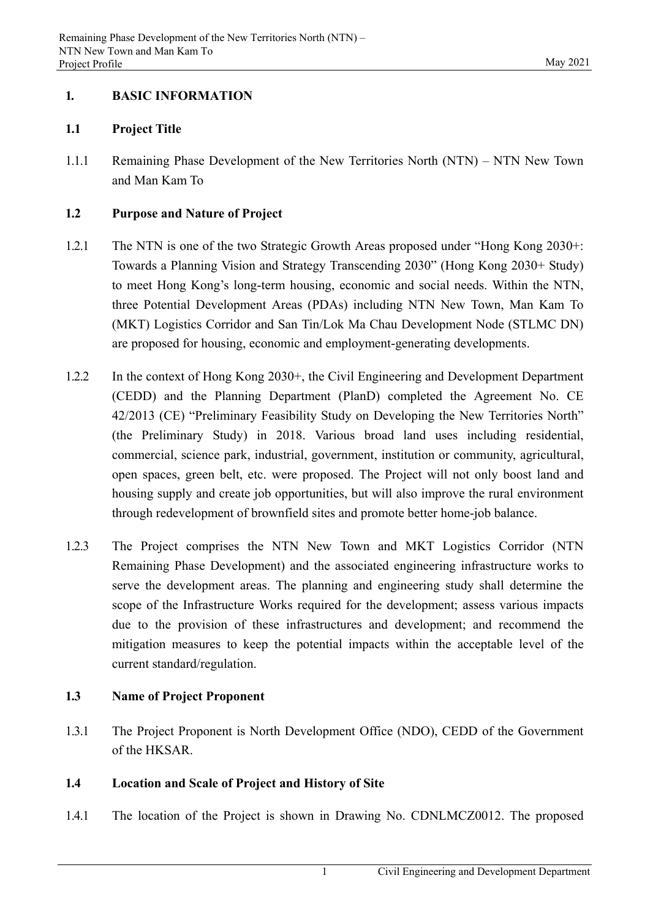## 1. BASIC INFORMATION

### 1.1 Project Title

1.1.1 Remaining Phase Development of the New Territories North (NTN) – NTN New Town and Man Kam To

### 1.2 Purpose and Nature of Project

1.2.1 The NTN is one of the two Strategic Growth Areas proposed under "Hong Kong 2030+: Towards a Planning Vision and Strategy Transcending 2030" (Hong Kong 2030+ Study) to meet Hong Kong's long-term housing, economic and social needs. Within the NTN, three Potential Development Areas (PDAs) including NTN New Town, Man Kam To (MKT) Logistics Corridor and San Tin/Lok Ma Chau Development Node (STLMC DN) are proposed for housing, economic and employment-generating developments.

1.2.2 In the context of Hong Kong 2030+, the Civil Engineering and Development Department (CEDD) and the Planning Department (PlanD) completed the Agreement No. CE 42/2013 (CE) "Preliminary Feasibility Study on Developing the New Territories North" (the Preliminary Study) in 2018. Various broad land uses including residential, commercial, science park, industrial, government, institution or community, agricultural, open spaces, green belt, etc. were proposed. The Project will not only boost land and housing supply and create job opportunities, but will also improve the rural environment through redevelopment of brownfield sites and promote better home-job balance.

1.2.3 The Project comprises the NTN New Town and MKT Logistics Corridor (NTN Remaining Phase Development) and the associated engineering infrastructure works to serve the development areas. The planning and engineering study shall determine the scope of the Infrastructure Works required for the development; assess various impacts due to the provision of these infrastructures and development; and recommend the mitigation measures to keep the potential impacts within the acceptable level of the current standard/regulation.

### 1.3 Name of Project Proponent

1.3.1 The Project Proponent is North Development Office (NDO), CEDD of the Government of the HKSAR.

### 1.4 Location and Scale of Project and History of Site

1.4.1 The location of the Project is shown in Drawing No. CDNLMCZ0012. The proposed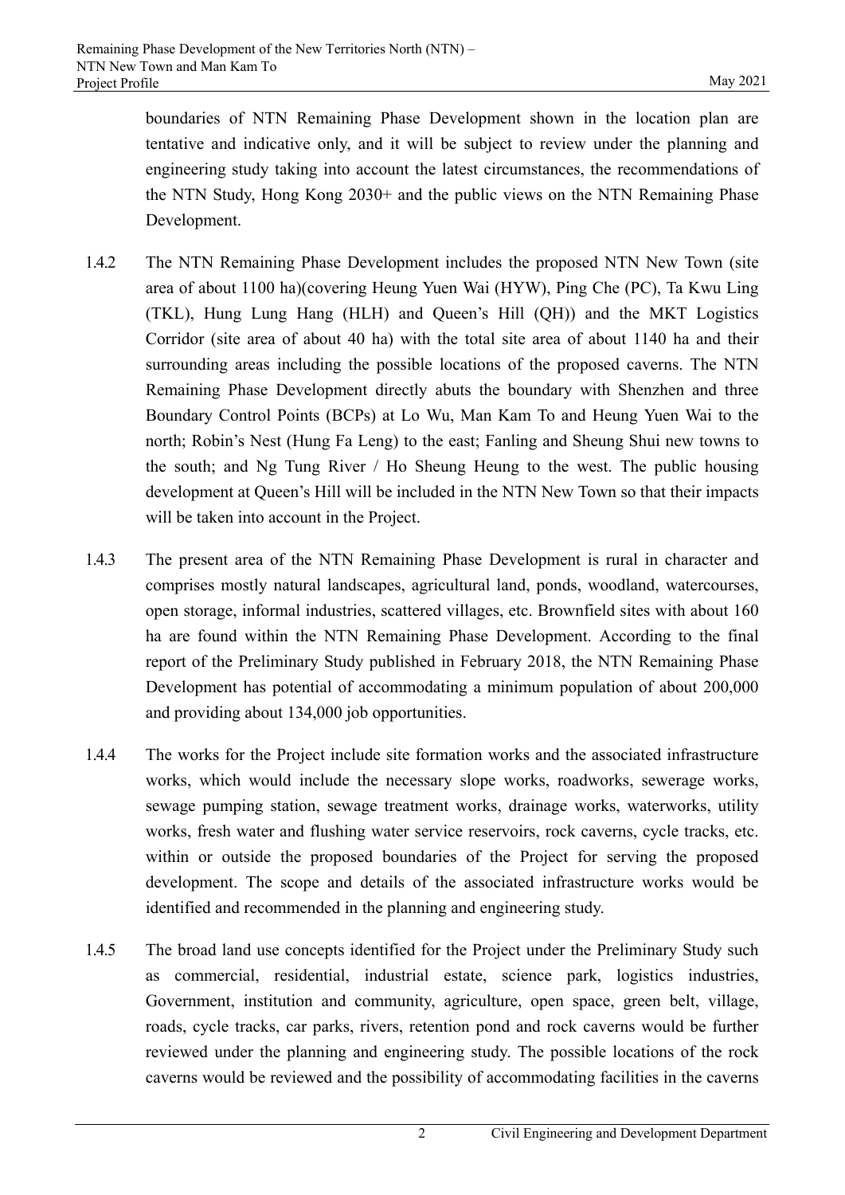boundaries of NTN Remaining Phase Development shown in the location plan are tentative and indicative only, and it will be subject to review under the planning and engineering study taking into account the latest circumstances, the recommendations of the NTN Study, Hong Kong 2030+ and the public views on the NTN Remaining Phase Development.

1.4.2 The NTN Remaining Phase Development includes the proposed NTN New Town (site area of about 1100 ha)(covering Heung Yuen Wai (HYW), Ping Che (PC), Ta Kwu Ling (TKL), Hung Lung Hang (HLH) and Queen's Hill (QH)) and the MKT Logistics Corridor (site area of about 40 ha) with the total site area of about 1140 ha and their surrounding areas including the possible locations of the proposed caverns. The NTN Remaining Phase Development directly abuts the boundary with Shenzhen and three Boundary Control Points (BCPs) at Lo Wu, Man Kam To and Heung Yuen Wai to the north; Robin's Nest (Hung Fa Leng) to the east; Fanling and Sheung Shui new towns to the south; and Ng Tung River / Ho Sheung Heung to the west. The public housing development at Queen's Hill will be included in the NTN New Town so that their impacts will be taken into account in the Project.

1.4.3 The present area of the NTN Remaining Phase Development is rural in character and comprises mostly natural landscapes, agricultural land, ponds, woodland, watercourses, open storage, informal industries, scattered villages, etc. Brownfield sites with about 160 ha are found within the NTN Remaining Phase Development. According to the final report of the Preliminary Study published in February 2018, the NTN Remaining Phase Development has potential of accommodating a minimum population of about 200,000 and providing about 134,000 job opportunities.

1.4.4 The works for the Project include site formation works and the associated infrastructure works, which would include the necessary slope works, roadworks, sewerage works, sewage pumping station, sewage treatment works, drainage works, waterworks, utility works, fresh water and flushing water service reservoirs, rock caverns, cycle tracks, etc. within or outside the proposed boundaries of the Project for serving the proposed development. The scope and details of the associated infrastructure works would be identified and recommended in the planning and engineering study.

1.4.5 The broad land use concepts identified for the Project under the Preliminary Study such as commercial, residential, industrial estate, science park, logistics industries, Government, institution and community, agriculture, open space, green belt, village, roads, cycle tracks, car parks, rivers, retention pond and rock caverns would be further reviewed under the planning and engineering study. The possible locations of the rock caverns would be reviewed and the possibility of accommodating facilities in the caverns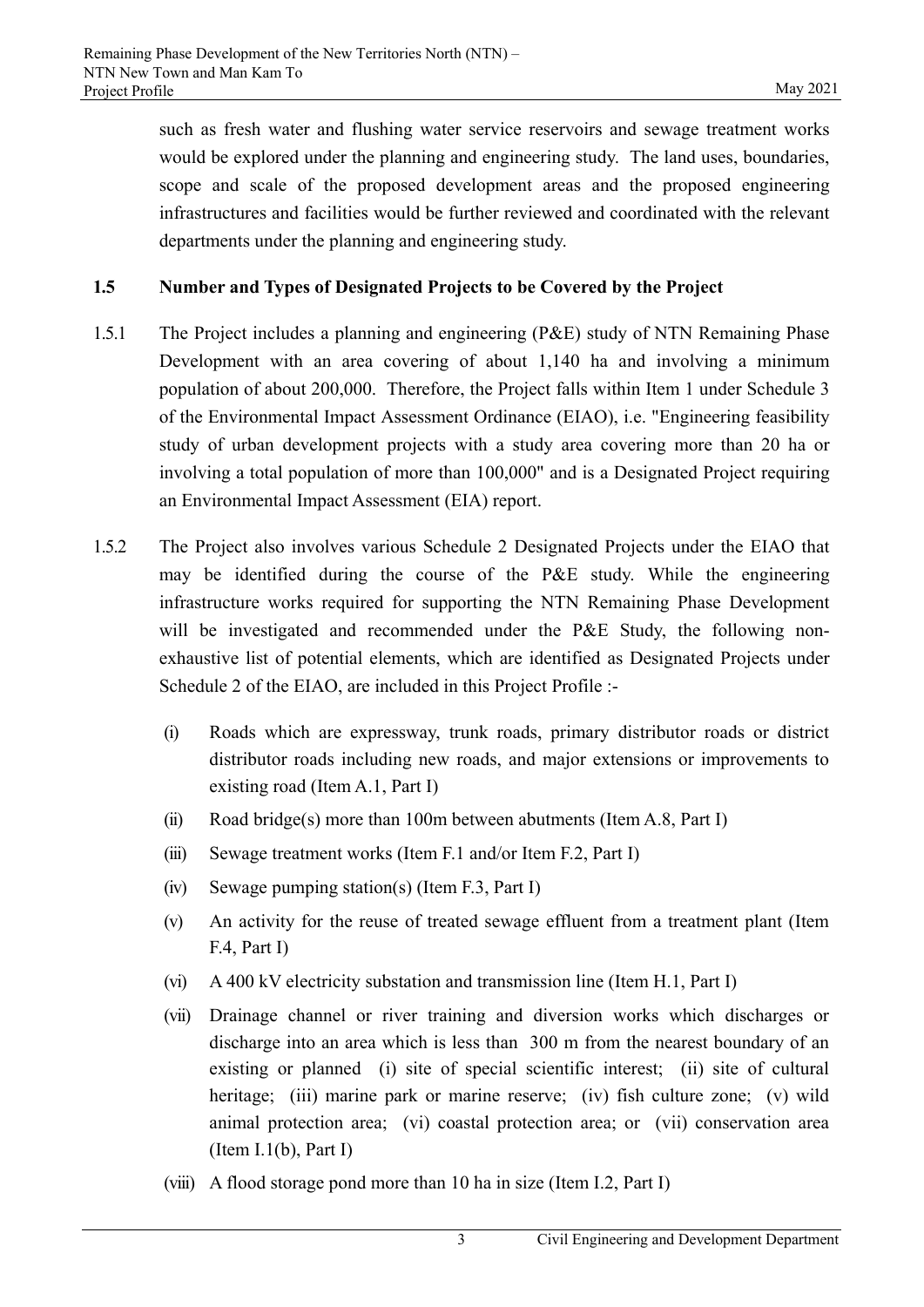such as fresh water and flushing water service reservoirs and sewage treatment works would be explored under the planning and engineering study. The land uses, boundaries, scope and scale of the proposed development areas and the proposed engineering infrastructures and facilities would be further reviewed and coordinated with the relevant departments under the planning and engineering study.

### 1.5 Number and Types of Designated Projects to be Covered by the Project

1.5.1 The Project includes a planning and engineering (P&E) study of NTN Remaining Phase Development with an area covering of about 1,140 ha and involving a minimum population of about 200,000. Therefore, the Project falls within Item 1 under Schedule 3 of the Environmental Impact Assessment Ordinance (EIAO), i.e. "Engineering feasibility study of urban development projects with a study area covering more than 20 ha or involving a total population of more than 100,000" and is a Designated Project requiring an Environmental Impact Assessment (EIA) report.

1.5.2 The Project also involves various Schedule 2 Designated Projects under the EIAO that may be identified during the course of the P&E study. While the engineering infrastructure works required for supporting the NTN Remaining Phase Development will be investigated and recommended under the P&E Study, the following non-exhaustive list of potential elements, which are identified as Designated Projects under Schedule 2 of the EIAO, are included in this Project Profile :-

(i) Roads which are expressway, trunk roads, primary distributor roads or district distributor roads including new roads, and major extensions or improvements to existing road (Item A.1, Part I)

(ii) Road bridge(s) more than 100m between abutments (Item A.8, Part I)

(iii) Sewage treatment works (Item F.1 and/or Item F.2, Part I)

(iv) Sewage pumping station(s) (Item F.3, Part I)

(v) An activity for the reuse of treated sewage effluent from a treatment plant (Item F.4, Part I)

(vi) A 400 kV electricity substation and transmission line (Item H.1, Part I)

(vii) Drainage channel or river training and diversion works which discharges or discharge into an area which is less than 300 m from the nearest boundary of an existing or planned (i) site of special scientific interest; (ii) site of cultural heritage; (iii) marine park or marine reserve; (iv) fish culture zone; (v) wild animal protection area; (vi) coastal protection area; or (vii) conservation area (Item I.1(b), Part I)

(viii) A flood storage pond more than 10 ha in size (Item I.2, Part I)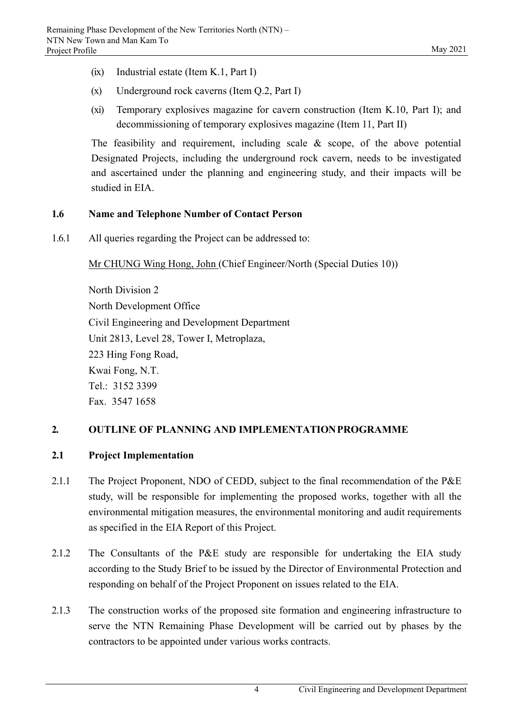(ix) Industrial estate (Item K.1, Part I)

(x) Underground rock caverns (Item Q.2, Part I)

(xi) Temporary explosives magazine for cavern construction (Item K.10, Part I); and decommissioning of temporary explosives magazine (Item 11, Part II)

The feasibility and requirement, including scale & scope, of the above potential Designated Projects, including the underground rock cavern, needs to be investigated and ascertained under the planning and engineering study, and their impacts will be studied in EIA.

### 1.6 Name and Telephone Number of Contact Person

1.6.1 All queries regarding the Project can be addressed to:

Mr CHUNG Wing Hong, John (Chief Engineer/North (Special Duties 10))

North Division 2
North Development Office
Civil Engineering and Development Department
Unit 2813, Level 28, Tower I, Metroplaza,
223 Hing Fong Road,
Kwai Fong, N.T.
Tel.: 3152 3399
Fax. 3547 1658

## 2. OUTLINE OF PLANNING AND IMPLEMENTATION PROGRAMME

### 2.1 Project Implementation

2.1.1 The Project Proponent, NDO of CEDD, subject to the final recommendation of the P&E study, will be responsible for implementing the proposed works, together with all the environmental mitigation measures, the environmental monitoring and audit requirements as specified in the EIA Report of this Project.

2.1.2 The Consultants of the P&E study are responsible for undertaking the EIA study according to the Study Brief to be issued by the Director of Environmental Protection and responding on behalf of the Project Proponent on issues related to the EIA.

2.1.3 The construction works of the proposed site formation and engineering infrastructure to serve the NTN Remaining Phase Development will be carried out by phases by the contractors to be appointed under various works contracts.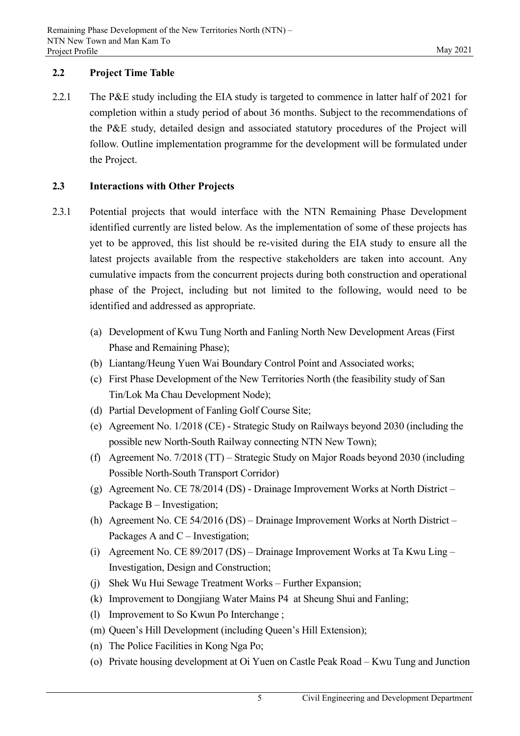## 2.2 Project Time Table

2.2.1 The P&E study including the EIA study is targeted to commence in latter half of 2021 for completion within a study period of about 36 months. Subject to the recommendations of the P&E study, detailed design and associated statutory procedures of the Project will follow. Outline implementation programme for the development will be formulated under the Project.

## 2.3 Interactions with Other Projects

2.3.1 Potential projects that would interface with the NTN Remaining Phase Development identified currently are listed below. As the implementation of some of these projects has yet to be approved, this list should be re-visited during the EIA study to ensure all the latest projects available from the respective stakeholders are taken into account. Any cumulative impacts from the concurrent projects during both construction and operational phase of the Project, including but not limited to the following, would need to be identified and addressed as appropriate.

(a) Development of Kwu Tung North and Fanling North New Development Areas (First Phase and Remaining Phase);

(b) Liantang/Heung Yuen Wai Boundary Control Point and Associated works;

(c) First Phase Development of the New Territories North (the feasibility study of San Tin/Lok Ma Chau Development Node);

(d) Partial Development of Fanling Golf Course Site;

(e) Agreement No. 1/2018 (CE) - Strategic Study on Railways beyond 2030 (including the possible new North-South Railway connecting NTN New Town);

(f) Agreement No. 7/2018 (TT) – Strategic Study on Major Roads beyond 2030 (including Possible North-South Transport Corridor)

(g) Agreement No. CE 78/2014 (DS) - Drainage Improvement Works at North District – Package B – Investigation;

(h) Agreement No. CE 54/2016 (DS) – Drainage Improvement Works at North District – Packages A and C – Investigation;

(i) Agreement No. CE 89/2017 (DS) – Drainage Improvement Works at Ta Kwu Ling – Investigation, Design and Construction;

(j) Shek Wu Hui Sewage Treatment Works – Further Expansion;

(k) Improvement to Dongjiang Water Mains P4 at Sheung Shui and Fanling;

(l) Improvement to So Kwun Po Interchange ;

(m) Queen's Hill Development (including Queen's Hill Extension);

(n) The Police Facilities in Kong Nga Po;

(o) Private housing development at Oi Yuen on Castle Peak Road – Kwu Tung and Junction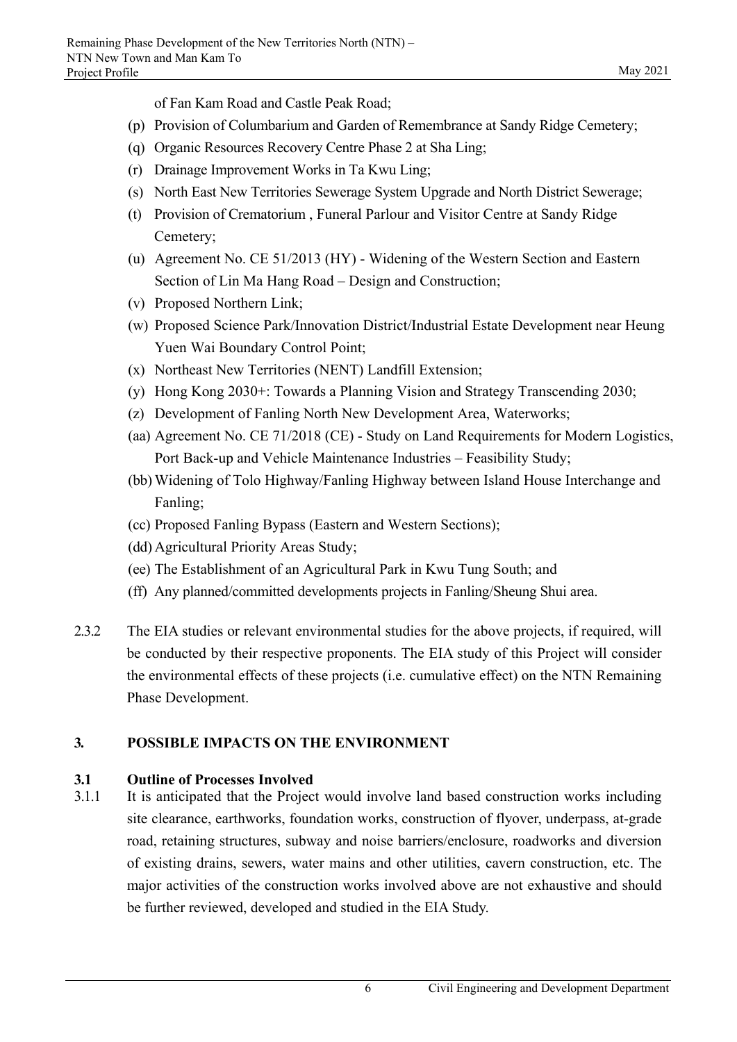of Fan Kam Road and Castle Peak Road;

(p) Provision of Columbarium and Garden of Remembrance at Sandy Ridge Cemetery;

(q) Organic Resources Recovery Centre Phase 2 at Sha Ling;

(r) Drainage Improvement Works in Ta Kwu Ling;

(s) North East New Territories Sewerage System Upgrade and North District Sewerage;

(t) Provision of Crematorium , Funeral Parlour and Visitor Centre at Sandy Ridge Cemetery;

(u) Agreement No. CE 51/2013 (HY) - Widening of the Western Section and Eastern Section of Lin Ma Hang Road – Design and Construction;

(v) Proposed Northern Link;

(w) Proposed Science Park/Innovation District/Industrial Estate Development near Heung Yuen Wai Boundary Control Point;

(x) Northeast New Territories (NENT) Landfill Extension;

(y) Hong Kong 2030+: Towards a Planning Vision and Strategy Transcending 2030;

(z) Development of Fanling North New Development Area, Waterworks;

(aa) Agreement No. CE 71/2018 (CE) - Study on Land Requirements for Modern Logistics, Port Back-up and Vehicle Maintenance Industries – Feasibility Study;

(bb) Widening of Tolo Highway/Fanling Highway between Island House Interchange and Fanling;

(cc) Proposed Fanling Bypass (Eastern and Western Sections);

(dd) Agricultural Priority Areas Study;

(ee) The Establishment of an Agricultural Park in Kwu Tung South; and

(ff) Any planned/committed developments projects in Fanling/Sheung Shui area.

2.3.2 The EIA studies or relevant environmental studies for the above projects, if required, will be conducted by their respective proponents. The EIA study of this Project will consider the environmental effects of these projects (i.e. cumulative effect) on the NTN Remaining Phase Development.

## 3. POSSIBLE IMPACTS ON THE ENVIRONMENT

### 3.1 Outline of Processes Involved

3.1.1 It is anticipated that the Project would involve land based construction works including site clearance, earthworks, foundation works, construction of flyover, underpass, at-grade road, retaining structures, subway and noise barriers/enclosure, roadworks and diversion of existing drains, sewers, water mains and other utilities, cavern construction, etc. The major activities of the construction works involved above are not exhaustive and should be further reviewed, developed and studied in the EIA Study.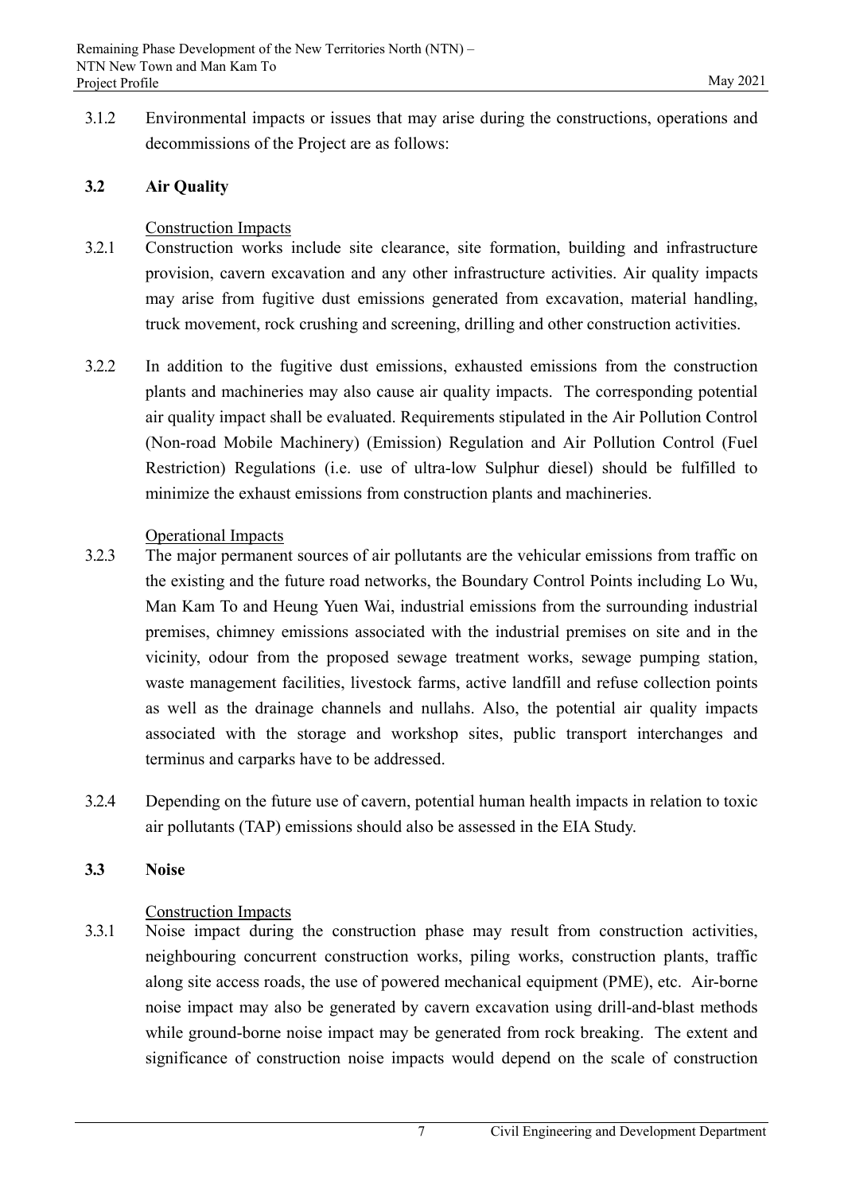3.1.2 Environmental impacts or issues that may arise during the constructions, operations and decommissions of the Project are as follows:

### 3.2 Air Quality

Construction Impacts

3.2.1 Construction works include site clearance, site formation, building and infrastructure provision, cavern excavation and any other infrastructure activities. Air quality impacts may arise from fugitive dust emissions generated from excavation, material handling, truck movement, rock crushing and screening, drilling and other construction activities.

3.2.2 In addition to the fugitive dust emissions, exhausted emissions from the construction plants and machineries may also cause air quality impacts. The corresponding potential air quality impact shall be evaluated. Requirements stipulated in the Air Pollution Control (Non-road Mobile Machinery) (Emission) Regulation and Air Pollution Control (Fuel Restriction) Regulations (i.e. use of ultra-low Sulphur diesel) should be fulfilled to minimize the exhaust emissions from construction plants and machineries.

Operational Impacts

3.2.3 The major permanent sources of air pollutants are the vehicular emissions from traffic on the existing and the future road networks, the Boundary Control Points including Lo Wu, Man Kam To and Heung Yuen Wai, industrial emissions from the surrounding industrial premises, chimney emissions associated with the industrial premises on site and in the vicinity, odour from the proposed sewage treatment works, sewage pumping station, waste management facilities, livestock farms, active landfill and refuse collection points as well as the drainage channels and nullahs. Also, the potential air quality impacts associated with the storage and workshop sites, public transport interchanges and terminus and carparks have to be addressed.

3.2.4 Depending on the future use of cavern, potential human health impacts in relation to toxic air pollutants (TAP) emissions should also be assessed in the EIA Study.

### 3.3 Noise

Construction Impacts

3.3.1 Noise impact during the construction phase may result from construction activities, neighbouring concurrent construction works, piling works, construction plants, traffic along site access roads, the use of powered mechanical equipment (PME), etc. Air-borne noise impact may also be generated by cavern excavation using drill-and-blast methods while ground-borne noise impact may be generated from rock breaking. The extent and significance of construction noise impacts would depend on the scale of construction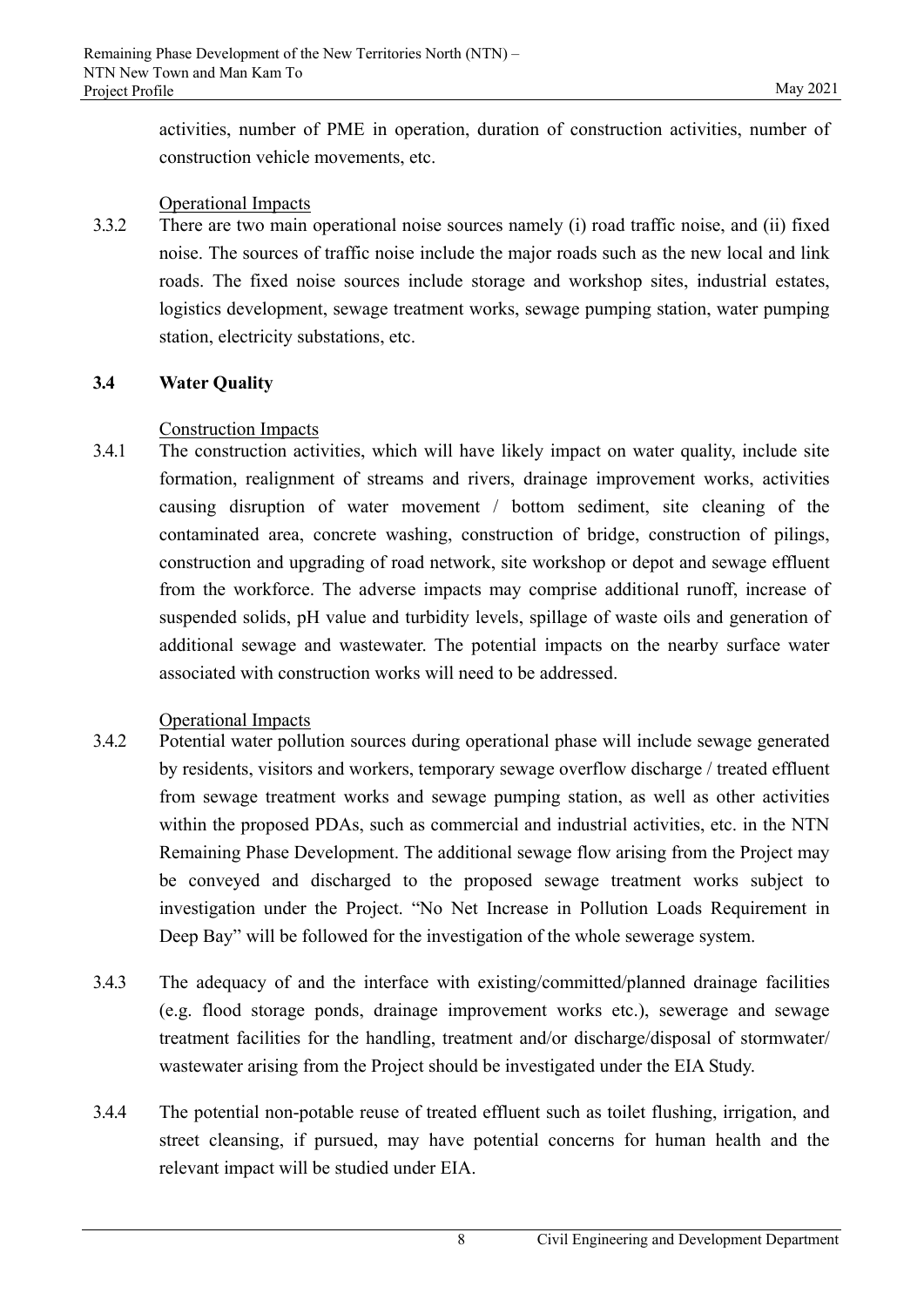activities, number of PME in operation, duration of construction activities, number of construction vehicle movements, etc.

Operational Impacts

3.3.2 There are two main operational noise sources namely (i) road traffic noise, and (ii) fixed noise. The sources of traffic noise include the major roads such as the new local and link roads. The fixed noise sources include storage and workshop sites, industrial estates, logistics development, sewage treatment works, sewage pumping station, water pumping station, electricity substations, etc.

## 3.4 Water Quality

Construction Impacts

3.4.1 The construction activities, which will have likely impact on water quality, include site formation, realignment of streams and rivers, drainage improvement works, activities causing disruption of water movement / bottom sediment, site cleaning of the contaminated area, concrete washing, construction of bridge, construction of pilings, construction and upgrading of road network, site workshop or depot and sewage effluent from the workforce. The adverse impacts may comprise additional runoff, increase of suspended solids, pH value and turbidity levels, spillage of waste oils and generation of additional sewage and wastewater. The potential impacts on the nearby surface water associated with construction works will need to be addressed.

Operational Impacts

3.4.2 Potential water pollution sources during operational phase will include sewage generated by residents, visitors and workers, temporary sewage overflow discharge / treated effluent from sewage treatment works and sewage pumping station, as well as other activities within the proposed PDAs, such as commercial and industrial activities, etc. in the NTN Remaining Phase Development. The additional sewage flow arising from the Project may be conveyed and discharged to the proposed sewage treatment works subject to investigation under the Project. "No Net Increase in Pollution Loads Requirement in Deep Bay" will be followed for the investigation of the whole sewerage system.

3.4.3 The adequacy of and the interface with existing/committed/planned drainage facilities (e.g. flood storage ponds, drainage improvement works etc.), sewerage and sewage treatment facilities for the handling, treatment and/or discharge/disposal of stormwater/ wastewater arising from the Project should be investigated under the EIA Study.

3.4.4 The potential non-potable reuse of treated effluent such as toilet flushing, irrigation, and street cleansing, if pursued, may have potential concerns for human health and the relevant impact will be studied under EIA.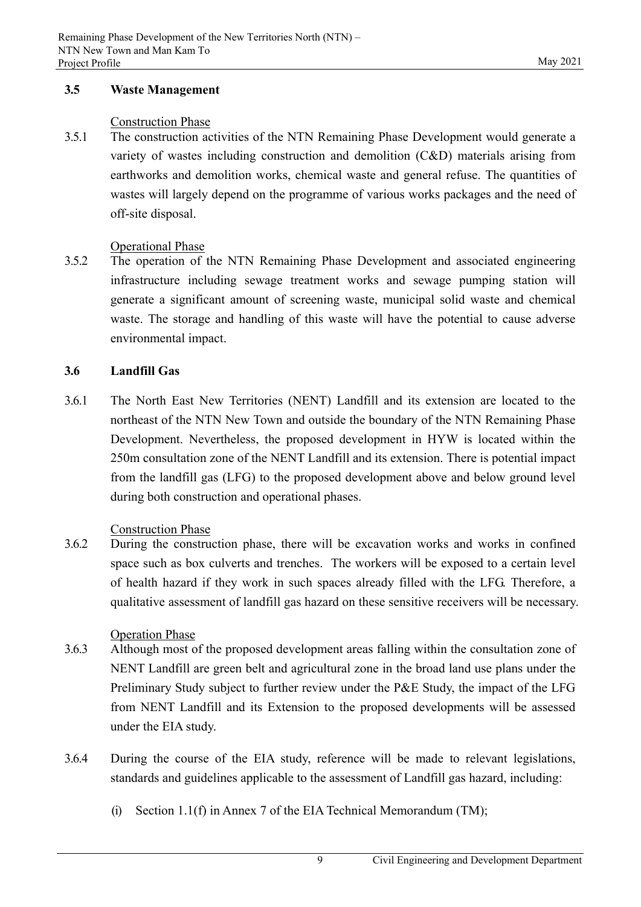### 3.5 Waste Management

Construction Phase

3.5.1 The construction activities of the NTN Remaining Phase Development would generate a variety of wastes including construction and demolition (C&D) materials arising from earthworks and demolition works, chemical waste and general refuse. The quantities of wastes will largely depend on the programme of various works packages and the need of off-site disposal.

Operational Phase

3.5.2 The operation of the NTN Remaining Phase Development and associated engineering infrastructure including sewage treatment works and sewage pumping station will generate a significant amount of screening waste, municipal solid waste and chemical waste. The storage and handling of this waste will have the potential to cause adverse environmental impact.

### 3.6 Landfill Gas

3.6.1 The North East New Territories (NENT) Landfill and its extension are located to the northeast of the NTN New Town and outside the boundary of the NTN Remaining Phase Development. Nevertheless, the proposed development in HYW is located within the 250m consultation zone of the NENT Landfill and its extension. There is potential impact from the landfill gas (LFG) to the proposed development above and below ground level during both construction and operational phases.

Construction Phase

3.6.2 During the construction phase, there will be excavation works and works in confined space such as box culverts and trenches. The workers will be exposed to a certain level of health hazard if they work in such spaces already filled with the LFG. Therefore, a qualitative assessment of landfill gas hazard on these sensitive receivers will be necessary.

Operation Phase

3.6.3 Although most of the proposed development areas falling within the consultation zone of NENT Landfill are green belt and agricultural zone in the broad land use plans under the Preliminary Study subject to further review under the P&E Study, the impact of the LFG from NENT Landfill and its Extension to the proposed developments will be assessed under the EIA study.

3.6.4 During the course of the EIA study, reference will be made to relevant legislations, standards and guidelines applicable to the assessment of Landfill gas hazard, including:

(i) Section 1.1(f) in Annex 7 of the EIA Technical Memorandum (TM);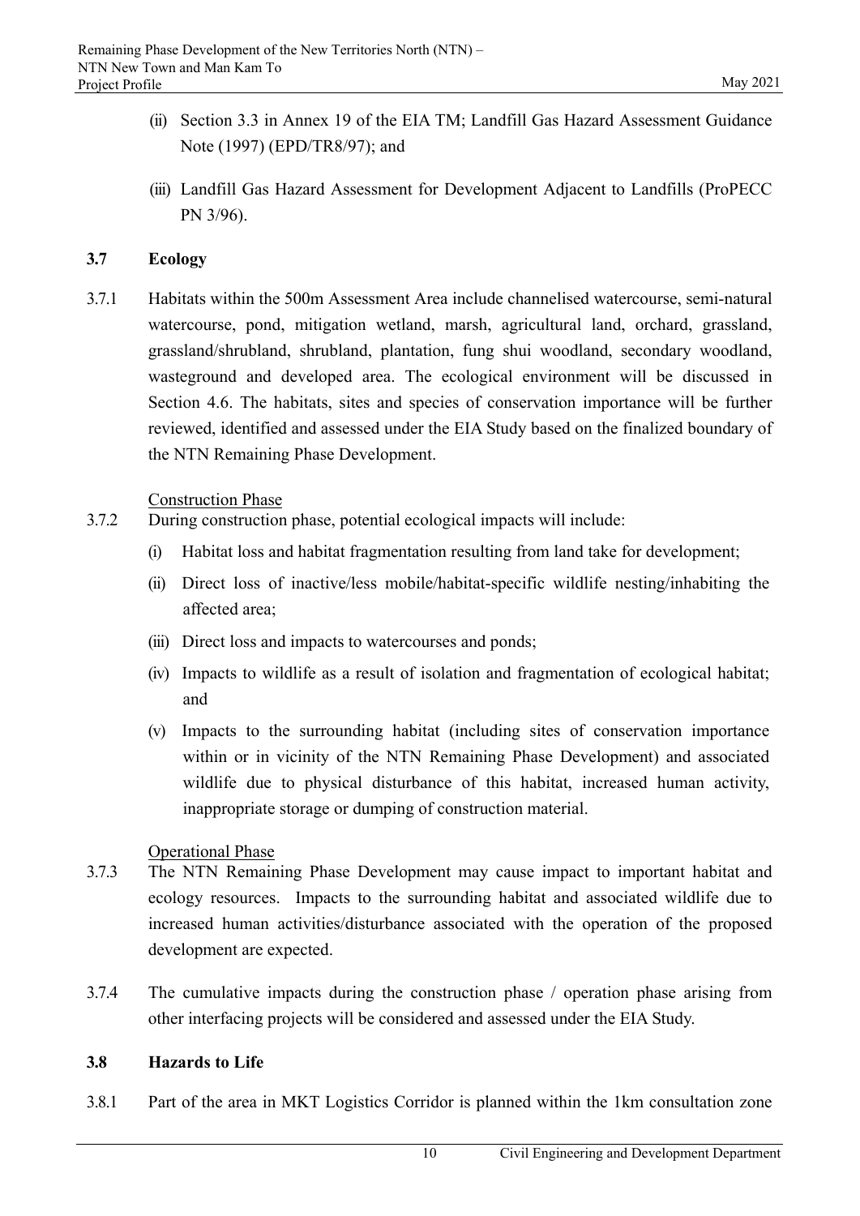(ii) Section 3.3 in Annex 19 of the EIA TM; Landfill Gas Hazard Assessment Guidance Note (1997) (EPD/TR8/97); and

(iii) Landfill Gas Hazard Assessment for Development Adjacent to Landfills (ProPECC PN 3/96).

### 3.7 Ecology

3.7.1 Habitats within the 500m Assessment Area include channelised watercourse, semi-natural watercourse, pond, mitigation wetland, marsh, agricultural land, orchard, grassland, grassland/shrubland, shrubland, plantation, fung shui woodland, secondary woodland, wasteground and developed area. The ecological environment will be discussed in Section 4.6. The habitats, sites and species of conservation importance will be further reviewed, identified and assessed under the EIA Study based on the finalized boundary of the NTN Remaining Phase Development.

Construction Phase

3.7.2 During construction phase, potential ecological impacts will include:

(i) Habitat loss and habitat fragmentation resulting from land take for development;

(ii) Direct loss of inactive/less mobile/habitat-specific wildlife nesting/inhabiting the affected area;

(iii) Direct loss and impacts to watercourses and ponds;

(iv) Impacts to wildlife as a result of isolation and fragmentation of ecological habitat; and

(v) Impacts to the surrounding habitat (including sites of conservation importance within or in vicinity of the NTN Remaining Phase Development) and associated wildlife due to physical disturbance of this habitat, increased human activity, inappropriate storage or dumping of construction material.

Operational Phase

3.7.3 The NTN Remaining Phase Development may cause impact to important habitat and ecology resources. Impacts to the surrounding habitat and associated wildlife due to increased human activities/disturbance associated with the operation of the proposed development are expected.

3.7.4 The cumulative impacts during the construction phase / operation phase arising from other interfacing projects will be considered and assessed under the EIA Study.

### 3.8 Hazards to Life

3.8.1 Part of the area in MKT Logistics Corridor is planned within the 1km consultation zone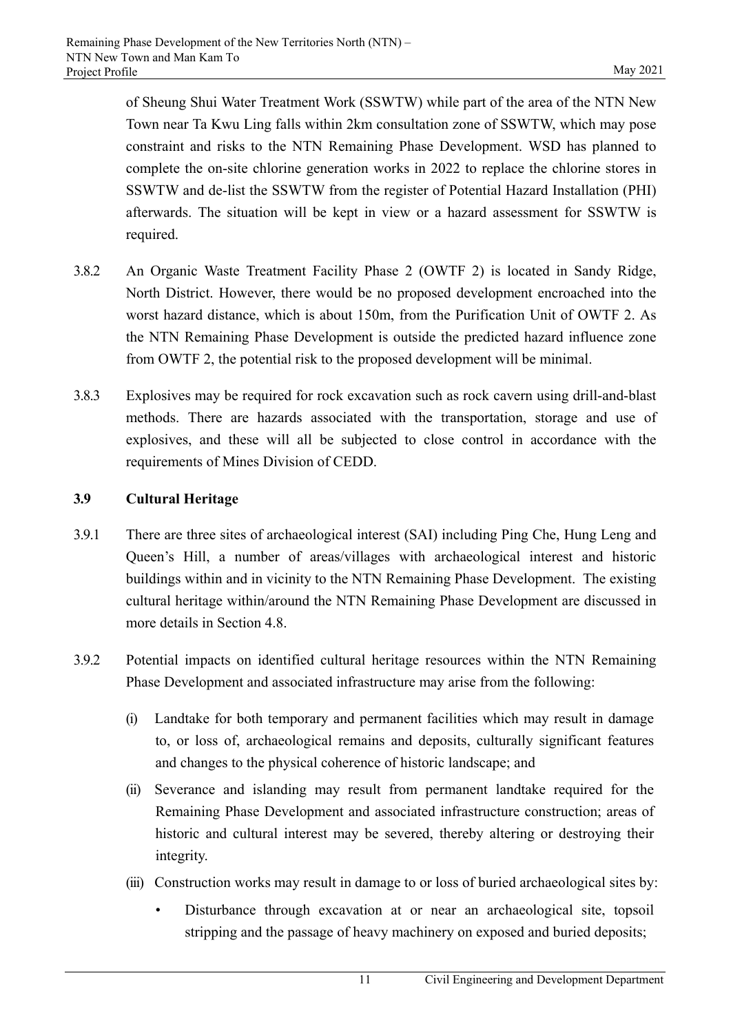of Sheung Shui Water Treatment Work (SSWTW) while part of the area of the NTN New Town near Ta Kwu Ling falls within 2km consultation zone of SSWTW, which may pose constraint and risks to the NTN Remaining Phase Development. WSD has planned to complete the on-site chlorine generation works in 2022 to replace the chlorine stores in SSWTW and de-list the SSWTW from the register of Potential Hazard Installation (PHI) afterwards. The situation will be kept in view or a hazard assessment for SSWTW is required.

3.8.2 An Organic Waste Treatment Facility Phase 2 (OWTF 2) is located in Sandy Ridge, North District. However, there would be no proposed development encroached into the worst hazard distance, which is about 150m, from the Purification Unit of OWTF 2. As the NTN Remaining Phase Development is outside the predicted hazard influence zone from OWTF 2, the potential risk to the proposed development will be minimal.

3.8.3 Explosives may be required for rock excavation such as rock cavern using drill-and-blast methods. There are hazards associated with the transportation, storage and use of explosives, and these will all be subjected to close control in accordance with the requirements of Mines Division of CEDD.

### 3.9 Cultural Heritage

3.9.1 There are three sites of archaeological interest (SAI) including Ping Che, Hung Leng and Queen's Hill, a number of areas/villages with archaeological interest and historic buildings within and in vicinity to the NTN Remaining Phase Development. The existing cultural heritage within/around the NTN Remaining Phase Development are discussed in more details in Section 4.8.

3.9.2 Potential impacts on identified cultural heritage resources within the NTN Remaining Phase Development and associated infrastructure may arise from the following:

(i) Landtake for both temporary and permanent facilities which may result in damage to, or loss of, archaeological remains and deposits, culturally significant features and changes to the physical coherence of historic landscape; and

(ii) Severance and islanding may result from permanent landtake required for the Remaining Phase Development and associated infrastructure construction; areas of historic and cultural interest may be severed, thereby altering or destroying their integrity.

(iii) Construction works may result in damage to or loss of buried archaeological sites by:

- Disturbance through excavation at or near an archaeological site, topsoil stripping and the passage of heavy machinery on exposed and buried deposits;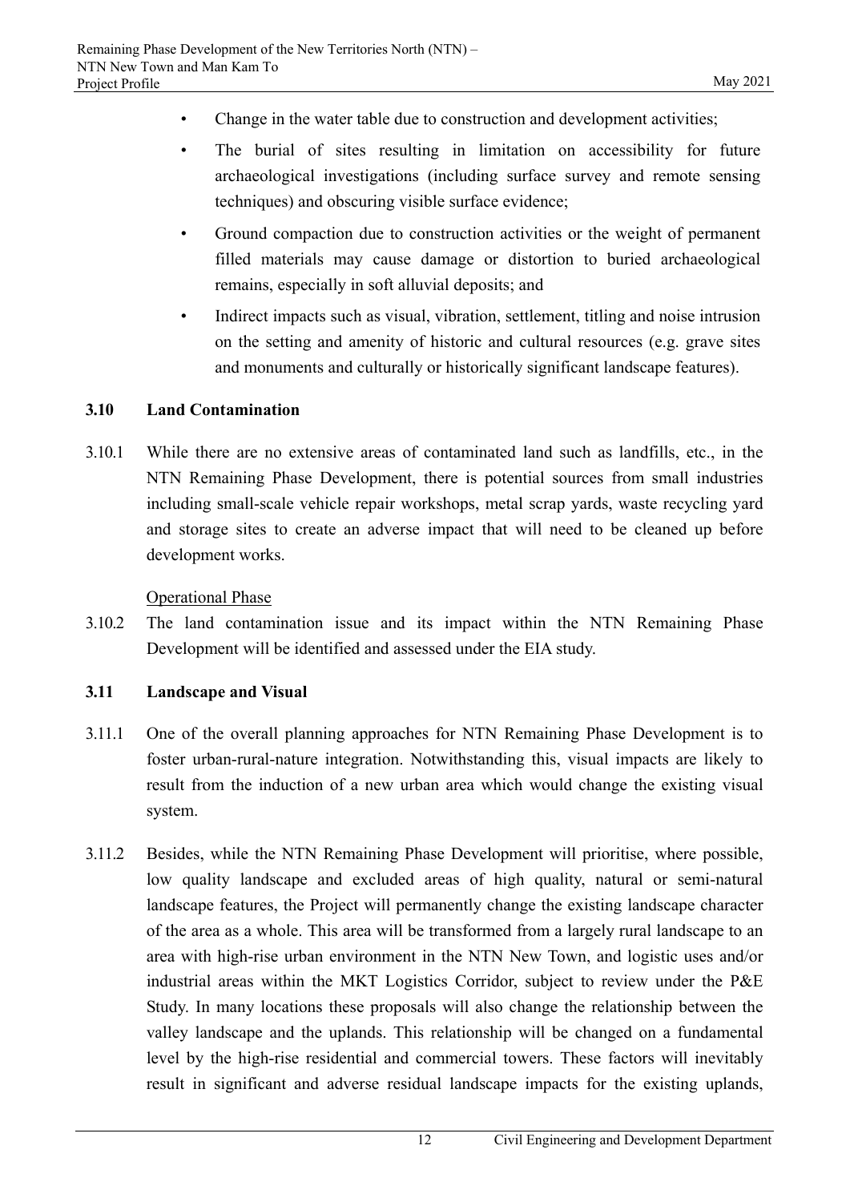- Change in the water table due to construction and development activities;
- The burial of sites resulting in limitation on accessibility for future archaeological investigations (including surface survey and remote sensing techniques) and obscuring visible surface evidence;
- Ground compaction due to construction activities or the weight of permanent filled materials may cause damage or distortion to buried archaeological remains, especially in soft alluvial deposits; and
- Indirect impacts such as visual, vibration, settlement, titling and noise intrusion on the setting and amenity of historic and cultural resources (e.g. grave sites and monuments and culturally or historically significant landscape features).

### 3.10 Land Contamination

3.10.1 While there are no extensive areas of contaminated land such as landfills, etc., in the NTN Remaining Phase Development, there is potential sources from small industries including small-scale vehicle repair workshops, metal scrap yards, waste recycling yard and storage sites to create an adverse impact that will need to be cleaned up before development works.

<u>Operational Phase</u>

3.10.2 The land contamination issue and its impact within the NTN Remaining Phase Development will be identified and assessed under the EIA study.

### 3.11 Landscape and Visual

3.11.1 One of the overall planning approaches for NTN Remaining Phase Development is to foster urban-rural-nature integration. Notwithstanding this, visual impacts are likely to result from the induction of a new urban area which would change the existing visual system.

3.11.2 Besides, while the NTN Remaining Phase Development will prioritise, where possible, low quality landscape and excluded areas of high quality, natural or semi-natural landscape features, the Project will permanently change the existing landscape character of the area as a whole. This area will be transformed from a largely rural landscape to an area with high-rise urban environment in the NTN New Town, and logistic uses and/or industrial areas within the MKT Logistics Corridor, subject to review under the P&E Study. In many locations these proposals will also change the relationship between the valley landscape and the uplands. This relationship will be changed on a fundamental level by the high-rise residential and commercial towers. These factors will inevitably result in significant and adverse residual landscape impacts for the existing uplands,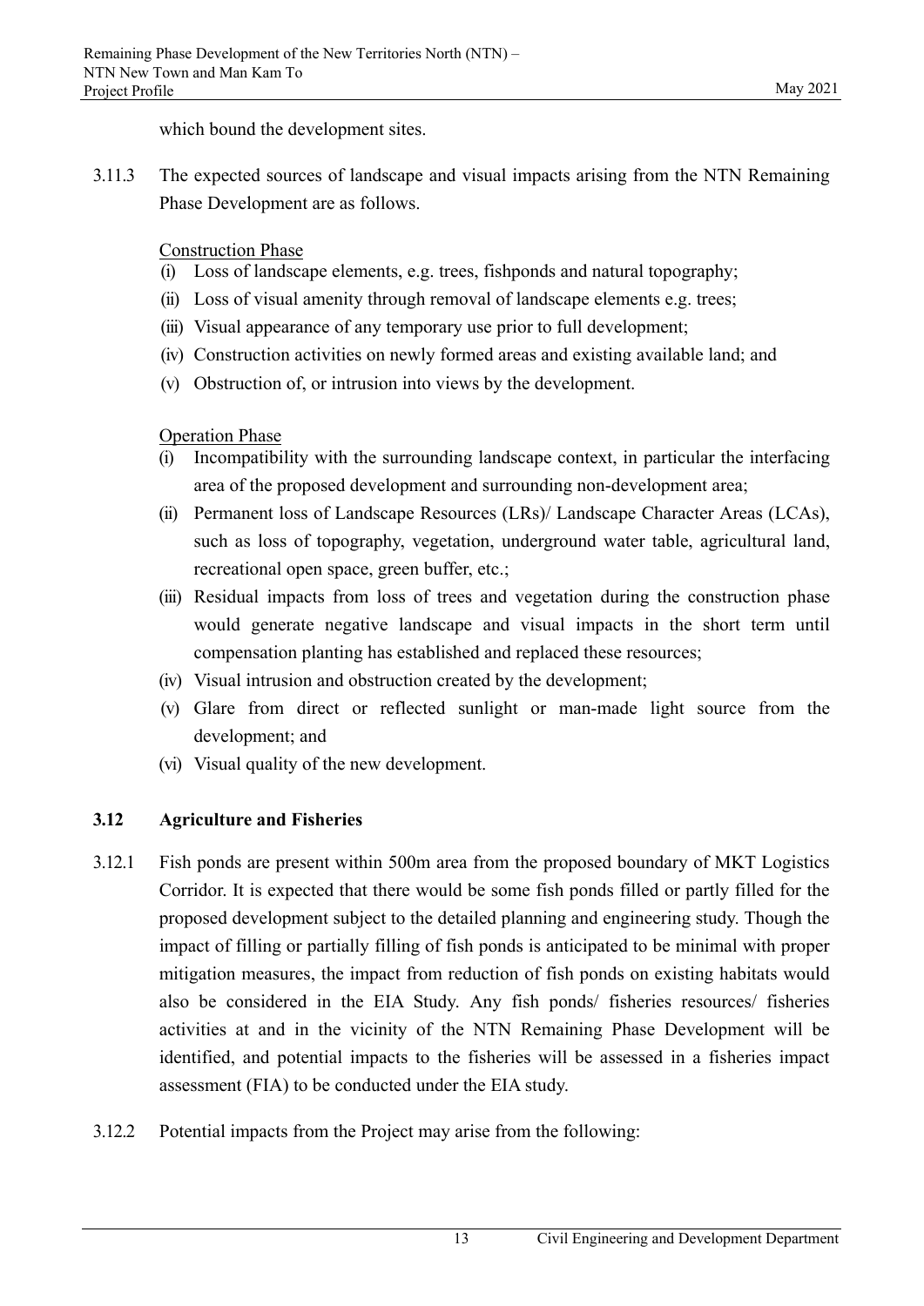which bound the development sites.

3.11.3 The expected sources of landscape and visual impacts arising from the NTN Remaining Phase Development are as follows.

Construction Phase

(i) Loss of landscape elements, e.g. trees, fishponds and natural topography;
(ii) Loss of visual amenity through removal of landscape elements e.g. trees;
(iii) Visual appearance of any temporary use prior to full development;
(iv) Construction activities on newly formed areas and existing available land; and
(v) Obstruction of, or intrusion into views by the development.

Operation Phase

(i) Incompatibility with the surrounding landscape context, in particular the interfacing area of the proposed development and surrounding non-development area;
(ii) Permanent loss of Landscape Resources (LRs)/ Landscape Character Areas (LCAs), such as loss of topography, vegetation, underground water table, agricultural land, recreational open space, green buffer, etc.;
(iii) Residual impacts from loss of trees and vegetation during the construction phase would generate negative landscape and visual impacts in the short term until compensation planting has established and replaced these resources;
(iv) Visual intrusion and obstruction created by the development;
(v) Glare from direct or reflected sunlight or man-made light source from the development; and
(vi) Visual quality of the new development.

### 3.12 Agriculture and Fisheries

3.12.1 Fish ponds are present within 500m area from the proposed boundary of MKT Logistics Corridor. It is expected that there would be some fish ponds filled or partly filled for the proposed development subject to the detailed planning and engineering study. Though the impact of filling or partially filling of fish ponds is anticipated to be minimal with proper mitigation measures, the impact from reduction of fish ponds on existing habitats would also be considered in the EIA Study. Any fish ponds/ fisheries resources/ fisheries activities at and in the vicinity of the NTN Remaining Phase Development will be identified, and potential impacts to the fisheries will be assessed in a fisheries impact assessment (FIA) to be conducted under the EIA study.

3.12.2 Potential impacts from the Project may arise from the following: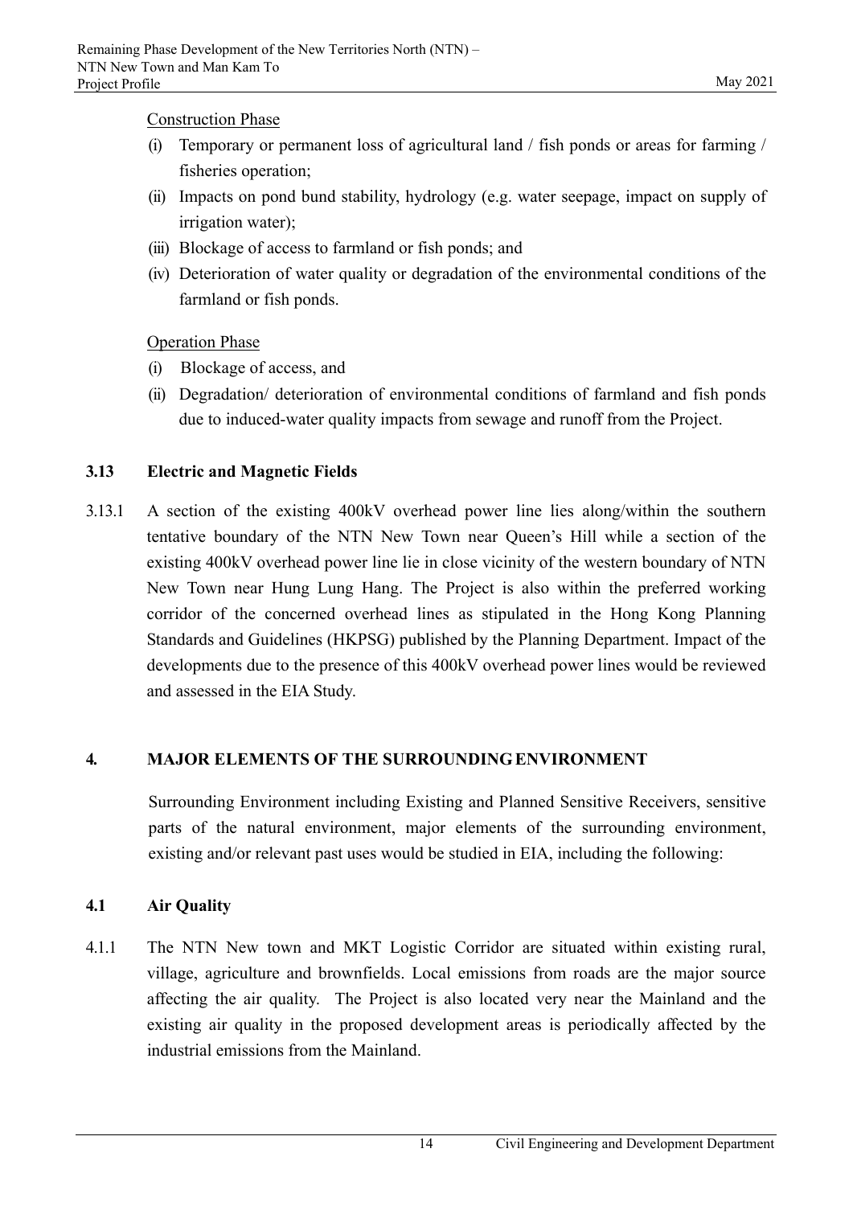Construction Phase

(i) Temporary or permanent loss of agricultural land / fish ponds or areas for farming / fisheries operation;
(ii) Impacts on pond bund stability, hydrology (e.g. water seepage, impact on supply of irrigation water);
(iii) Blockage of access to farmland or fish ponds; and
(iv) Deterioration of water quality or degradation of the environmental conditions of the farmland or fish ponds.

Operation Phase

(i) Blockage of access, and
(ii) Degradation/ deterioration of environmental conditions of farmland and fish ponds due to induced-water quality impacts from sewage and runoff from the Project.

### 3.13 Electric and Magnetic Fields

3.13.1 A section of the existing 400kV overhead power line lies along/within the southern tentative boundary of the NTN New Town near Queen's Hill while a section of the existing 400kV overhead power line lie in close vicinity of the western boundary of NTN New Town near Hung Lung Hang. The Project is also within the preferred working corridor of the concerned overhead lines as stipulated in the Hong Kong Planning Standards and Guidelines (HKPSG) published by the Planning Department. Impact of the developments due to the presence of this 400kV overhead power lines would be reviewed and assessed in the EIA Study.

## 4. MAJOR ELEMENTS OF THE SURROUNDING ENVIRONMENT

Surrounding Environment including Existing and Planned Sensitive Receivers, sensitive parts of the natural environment, major elements of the surrounding environment, existing and/or relevant past uses would be studied in EIA, including the following:

### 4.1 Air Quality

4.1.1 The NTN New town and MKT Logistic Corridor are situated within existing rural, village, agriculture and brownfields. Local emissions from roads are the major source affecting the air quality. The Project is also located very near the Mainland and the existing air quality in the proposed development areas is periodically affected by the industrial emissions from the Mainland.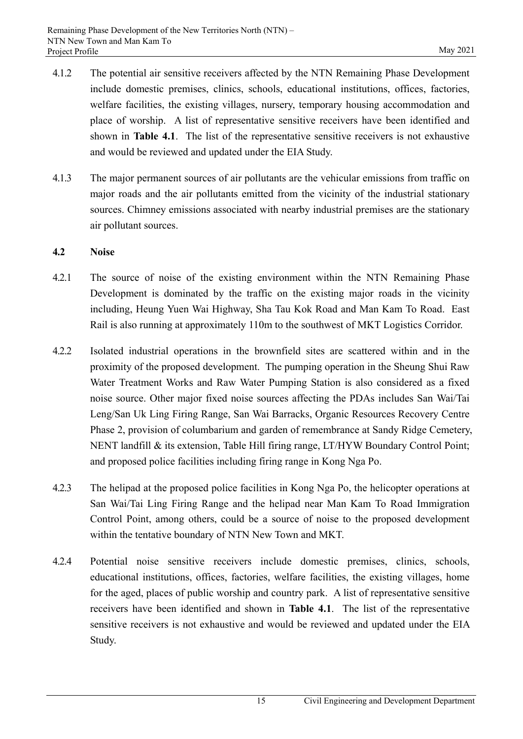4.1.2 The potential air sensitive receivers affected by the NTN Remaining Phase Development include domestic premises, clinics, schools, educational institutions, offices, factories, welfare facilities, the existing villages, nursery, temporary housing accommodation and place of worship. A list of representative sensitive receivers have been identified and shown in **Table 4.1**. The list of the representative sensitive receivers is not exhaustive and would be reviewed and updated under the EIA Study.

4.1.3 The major permanent sources of air pollutants are the vehicular emissions from traffic on major roads and the air pollutants emitted from the vicinity of the industrial stationary sources. Chimney emissions associated with nearby industrial premises are the stationary air pollutant sources.

## 4.2 Noise

4.2.1 The source of noise of the existing environment within the NTN Remaining Phase Development is dominated by the traffic on the existing major roads in the vicinity including, Heung Yuen Wai Highway, Sha Tau Kok Road and Man Kam To Road. East Rail is also running at approximately 110m to the southwest of MKT Logistics Corridor.

4.2.2 Isolated industrial operations in the brownfield sites are scattered within and in the proximity of the proposed development. The pumping operation in the Sheung Shui Raw Water Treatment Works and Raw Water Pumping Station is also considered as a fixed noise source. Other major fixed noise sources affecting the PDAs includes San Wai/Tai Leng/San Uk Ling Firing Range, San Wai Barracks, Organic Resources Recovery Centre Phase 2, provision of columbarium and garden of remembrance at Sandy Ridge Cemetery, NENT landfill & its extension, Table Hill firing range, LT/HYW Boundary Control Point; and proposed police facilities including firing range in Kong Nga Po.

4.2.3 The helipad at the proposed police facilities in Kong Nga Po, the helicopter operations at San Wai/Tai Ling Firing Range and the helipad near Man Kam To Road Immigration Control Point, among others, could be a source of noise to the proposed development within the tentative boundary of NTN New Town and MKT.

4.2.4 Potential noise sensitive receivers include domestic premises, clinics, schools, educational institutions, offices, factories, welfare facilities, the existing villages, home for the aged, places of public worship and country park. A list of representative sensitive receivers have been identified and shown in **Table 4.1**. The list of the representative sensitive receivers is not exhaustive and would be reviewed and updated under the EIA Study.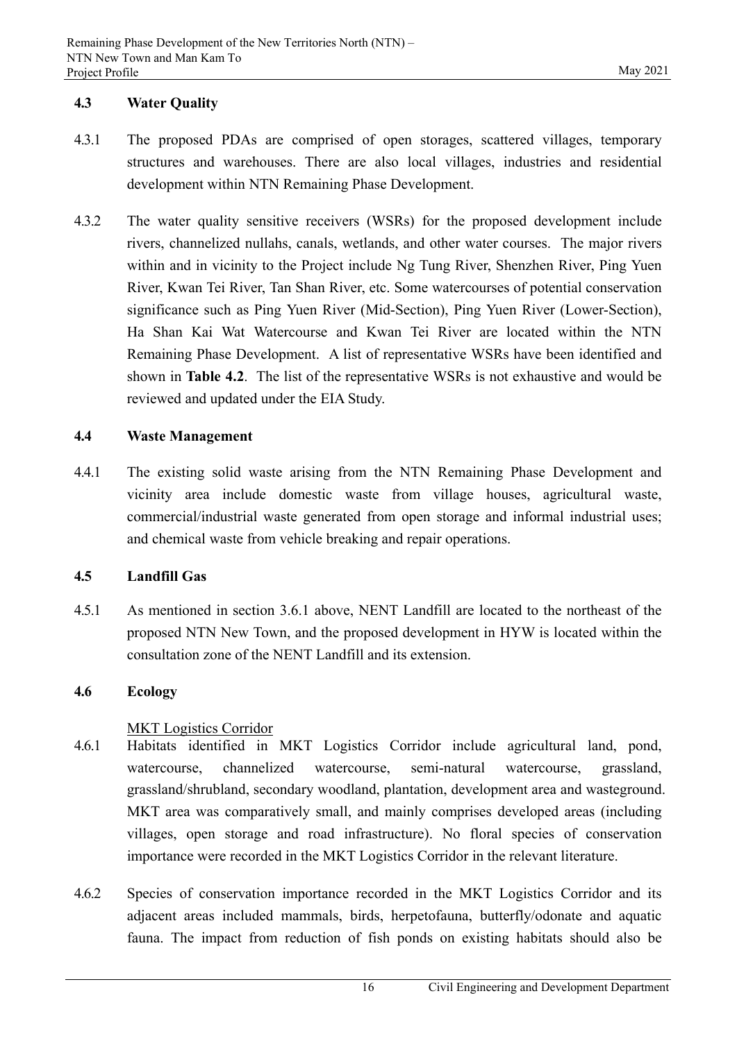### 4.3 Water Quality

4.3.1 The proposed PDAs are comprised of open storages, scattered villages, temporary structures and warehouses. There are also local villages, industries and residential development within NTN Remaining Phase Development.

4.3.2 The water quality sensitive receivers (WSRs) for the proposed development include rivers, channelized nullahs, canals, wetlands, and other water courses. The major rivers within and in vicinity to the Project include Ng Tung River, Shenzhen River, Ping Yuen River, Kwan Tei River, Tan Shan River, etc. Some watercourses of potential conservation significance such as Ping Yuen River (Mid-Section), Ping Yuen River (Lower-Section), Ha Shan Kai Wat Watercourse and Kwan Tei River are located within the NTN Remaining Phase Development. A list of representative WSRs have been identified and shown in **Table 4.2**. The list of the representative WSRs is not exhaustive and would be reviewed and updated under the EIA Study.

### 4.4 Waste Management

4.4.1 The existing solid waste arising from the NTN Remaining Phase Development and vicinity area include domestic waste from village houses, agricultural waste, commercial/industrial waste generated from open storage and informal industrial uses; and chemical waste from vehicle breaking and repair operations.

### 4.5 Landfill Gas

4.5.1 As mentioned in section 3.6.1 above, NENT Landfill are located to the northeast of the proposed NTN New Town, and the proposed development in HYW is located within the consultation zone of the NENT Landfill and its extension.

### 4.6 Ecology

MKT Logistics Corridor

4.6.1 Habitats identified in MKT Logistics Corridor include agricultural land, pond, watercourse, channelized watercourse, semi-natural watercourse, grassland, grassland/shrubland, secondary woodland, plantation, development area and wasteground. MKT area was comparatively small, and mainly comprises developed areas (including villages, open storage and road infrastructure). No floral species of conservation importance were recorded in the MKT Logistics Corridor in the relevant literature.

4.6.2 Species of conservation importance recorded in the MKT Logistics Corridor and its adjacent areas included mammals, birds, herpetofauna, butterfly/odonate and aquatic fauna. The impact from reduction of fish ponds on existing habitats should also be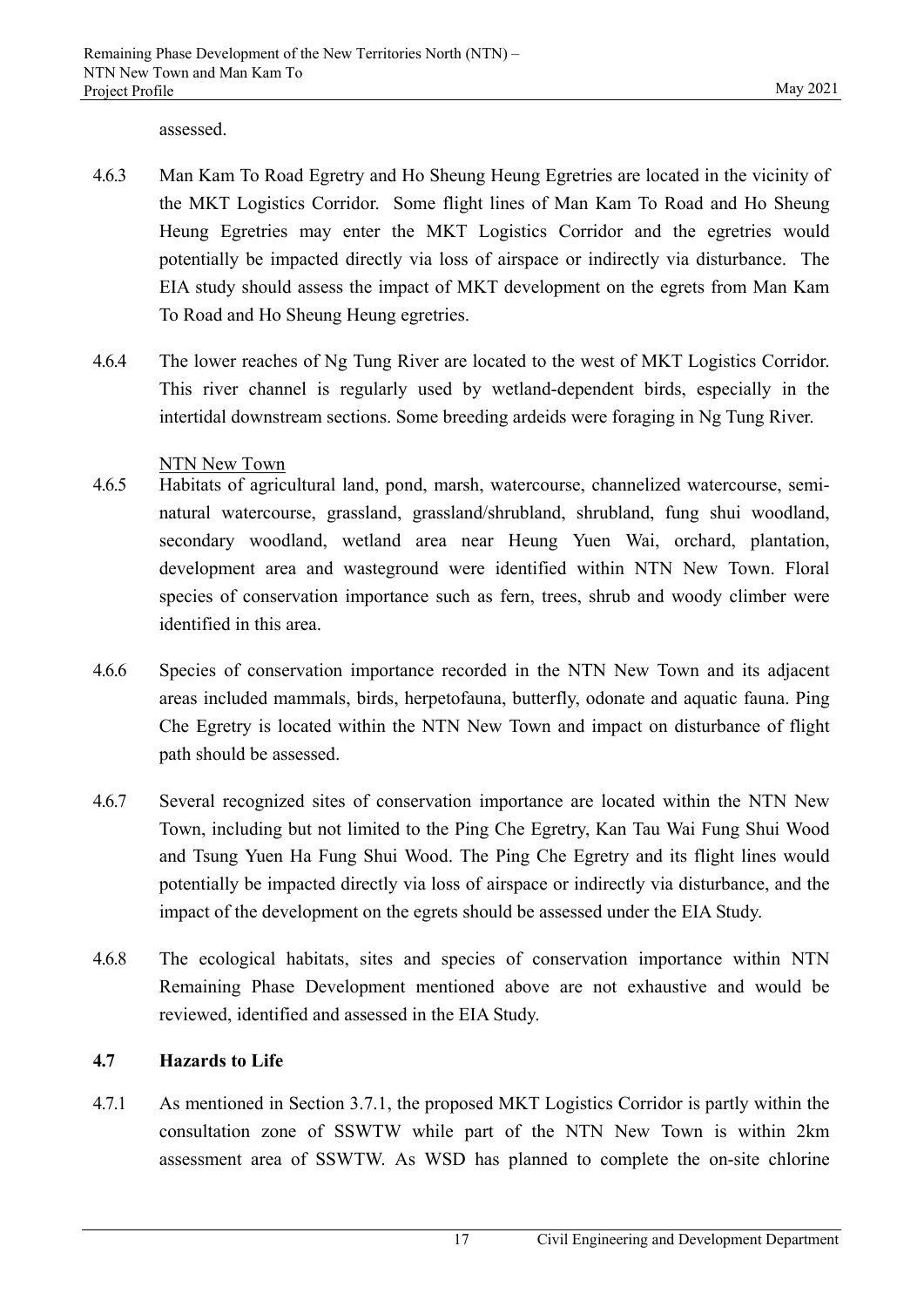assessed.

4.6.3 Man Kam To Road Egretry and Ho Sheung Heung Egretries are located in the vicinity of the MKT Logistics Corridor. Some flight lines of Man Kam To Road and Ho Sheung Heung Egretries may enter the MKT Logistics Corridor and the egretries would potentially be impacted directly via loss of airspace or indirectly via disturbance. The EIA study should assess the impact of MKT development on the egrets from Man Kam To Road and Ho Sheung Heung egretries.

4.6.4 The lower reaches of Ng Tung River are located to the west of MKT Logistics Corridor. This river channel is regularly used by wetland-dependent birds, especially in the intertidal downstream sections. Some breeding ardeids were foraging in Ng Tung River.

NTN New Town

4.6.5 Habitats of agricultural land, pond, marsh, watercourse, channelized watercourse, semi-natural watercourse, grassland, grassland/shrubland, shrubland, fung shui woodland, secondary woodland, wetland area near Heung Yuen Wai, orchard, plantation, development area and wasteground were identified within NTN New Town. Floral species of conservation importance such as fern, trees, shrub and woody climber were identified in this area.

4.6.6 Species of conservation importance recorded in the NTN New Town and its adjacent areas included mammals, birds, herpetofauna, butterfly, odonate and aquatic fauna. Ping Che Egretry is located within the NTN New Town and impact on disturbance of flight path should be assessed.

4.6.7 Several recognized sites of conservation importance are located within the NTN New Town, including but not limited to the Ping Che Egretry, Kan Tau Wai Fung Shui Wood and Tsung Yuen Ha Fung Shui Wood. The Ping Che Egretry and its flight lines would potentially be impacted directly via loss of airspace or indirectly via disturbance, and the impact of the development on the egrets should be assessed under the EIA Study.

4.6.8 The ecological habitats, sites and species of conservation importance within NTN Remaining Phase Development mentioned above are not exhaustive and would be reviewed, identified and assessed in the EIA Study.

### 4.7 Hazards to Life

4.7.1 As mentioned in Section 3.7.1, the proposed MKT Logistics Corridor is partly within the consultation zone of SSWTW while part of the NTN New Town is within 2km assessment area of SSWTW. As WSD has planned to complete the on-site chlorine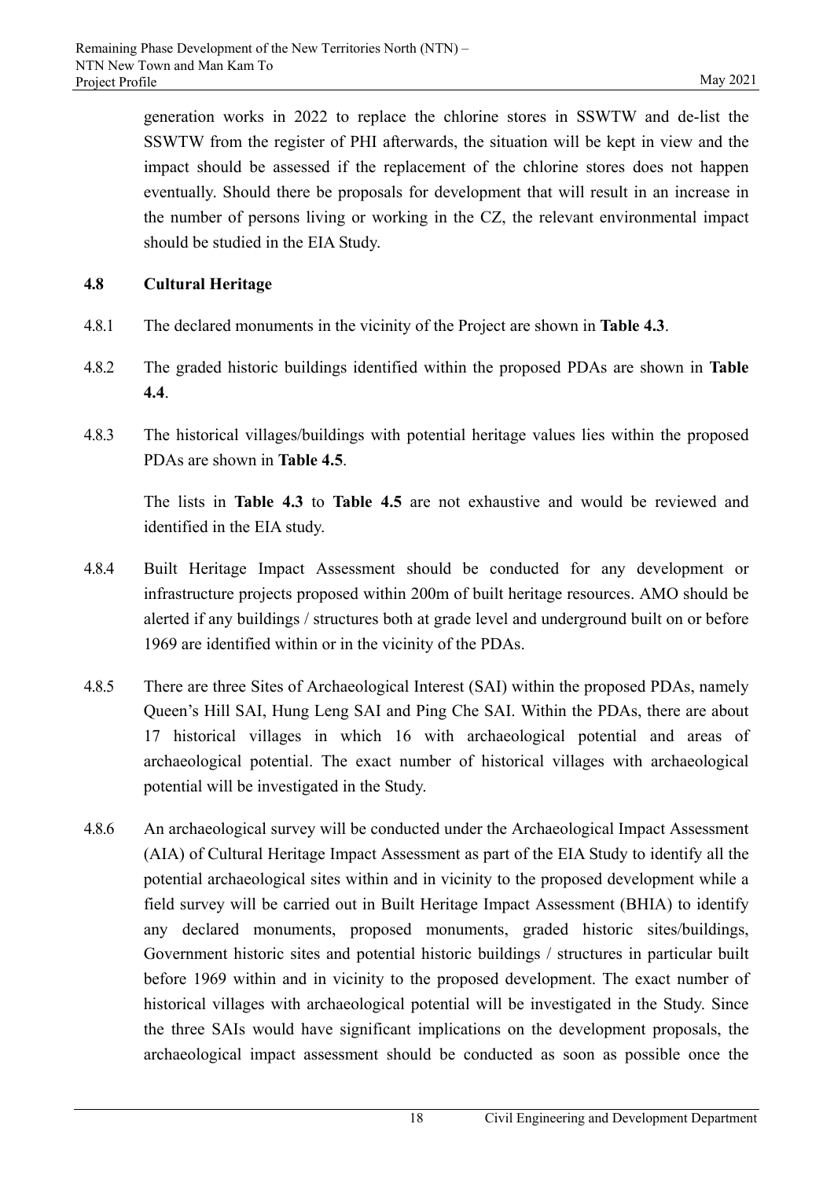generation works in 2022 to replace the chlorine stores in SSWTW and de-list the SSWTW from the register of PHI afterwards, the situation will be kept in view and the impact should be assessed if the replacement of the chlorine stores does not happen eventually. Should there be proposals for development that will result in an increase in the number of persons living or working in the CZ, the relevant environmental impact should be studied in the EIA Study.

### 4.8 Cultural Heritage

4.8.1 The declared monuments in the vicinity of the Project are shown in **Table 4.3**.

4.8.2 The graded historic buildings identified within the proposed PDAs are shown in **Table 4.4**.

4.8.3 The historical villages/buildings with potential heritage values lies within the proposed PDAs are shown in **Table 4.5**.

The lists in **Table 4.3** to **Table 4.5** are not exhaustive and would be reviewed and identified in the EIA study.

4.8.4 Built Heritage Impact Assessment should be conducted for any development or infrastructure projects proposed within 200m of built heritage resources. AMO should be alerted if any buildings / structures both at grade level and underground built on or before 1969 are identified within or in the vicinity of the PDAs.

4.8.5 There are three Sites of Archaeological Interest (SAI) within the proposed PDAs, namely Queen's Hill SAI, Hung Leng SAI and Ping Che SAI. Within the PDAs, there are about 17 historical villages in which 16 with archaeological potential and areas of archaeological potential. The exact number of historical villages with archaeological potential will be investigated in the Study.

4.8.6 An archaeological survey will be conducted under the Archaeological Impact Assessment (AIA) of Cultural Heritage Impact Assessment as part of the EIA Study to identify all the potential archaeological sites within and in vicinity to the proposed development while a field survey will be carried out in Built Heritage Impact Assessment (BHIA) to identify any declared monuments, proposed monuments, graded historic sites/buildings, Government historic sites and potential historic buildings / structures in particular built before 1969 within and in vicinity to the proposed development. The exact number of historical villages with archaeological potential will be investigated in the Study. Since the three SAIs would have significant implications on the development proposals, the archaeological impact assessment should be conducted as soon as possible once the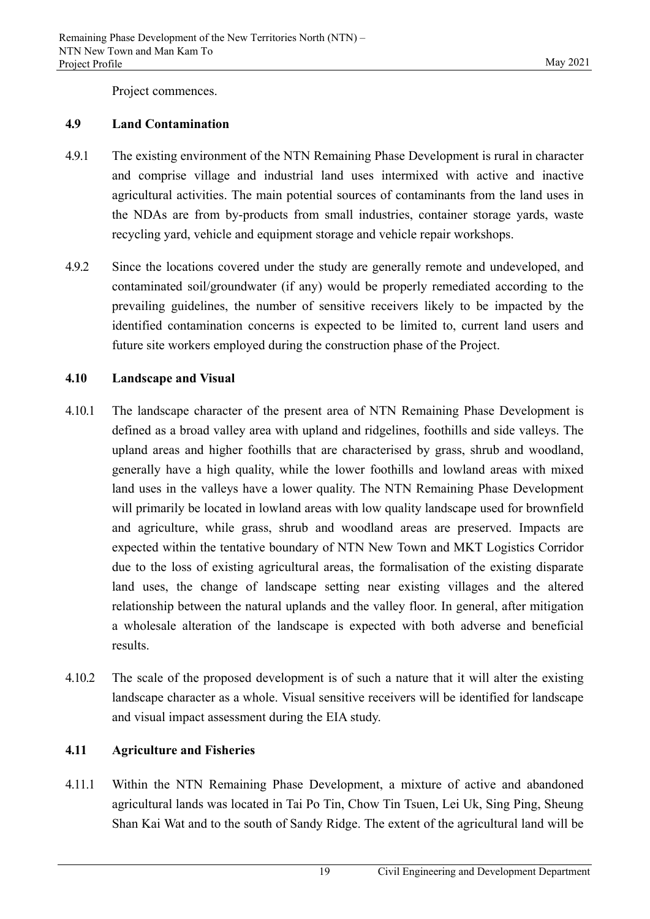Project commences.

### 4.9 Land Contamination

4.9.1 The existing environment of the NTN Remaining Phase Development is rural in character and comprise village and industrial land uses intermixed with active and inactive agricultural activities. The main potential sources of contaminants from the land uses in the NDAs are from by-products from small industries, container storage yards, waste recycling yard, vehicle and equipment storage and vehicle repair workshops.

4.9.2 Since the locations covered under the study are generally remote and undeveloped, and contaminated soil/groundwater (if any) would be properly remediated according to the prevailing guidelines, the number of sensitive receivers likely to be impacted by the identified contamination concerns is expected to be limited to, current land users and future site workers employed during the construction phase of the Project.

### 4.10 Landscape and Visual

4.10.1 The landscape character of the present area of NTN Remaining Phase Development is defined as a broad valley area with upland and ridgelines, foothills and side valleys. The upland areas and higher foothills that are characterised by grass, shrub and woodland, generally have a high quality, while the lower foothills and lowland areas with mixed land uses in the valleys have a lower quality. The NTN Remaining Phase Development will primarily be located in lowland areas with low quality landscape used for brownfield and agriculture, while grass, shrub and woodland areas are preserved. Impacts are expected within the tentative boundary of NTN New Town and MKT Logistics Corridor due to the loss of existing agricultural areas, the formalisation of the existing disparate land uses, the change of landscape setting near existing villages and the altered relationship between the natural uplands and the valley floor. In general, after mitigation a wholesale alteration of the landscape is expected with both adverse and beneficial results.

4.10.2 The scale of the proposed development is of such a nature that it will alter the existing landscape character as a whole. Visual sensitive receivers will be identified for landscape and visual impact assessment during the EIA study.

### 4.11 Agriculture and Fisheries

4.11.1 Within the NTN Remaining Phase Development, a mixture of active and abandoned agricultural lands was located in Tai Po Tin, Chow Tin Tsuen, Lei Uk, Sing Ping, Sheung Shan Kai Wat and to the south of Sandy Ridge. The extent of the agricultural land will be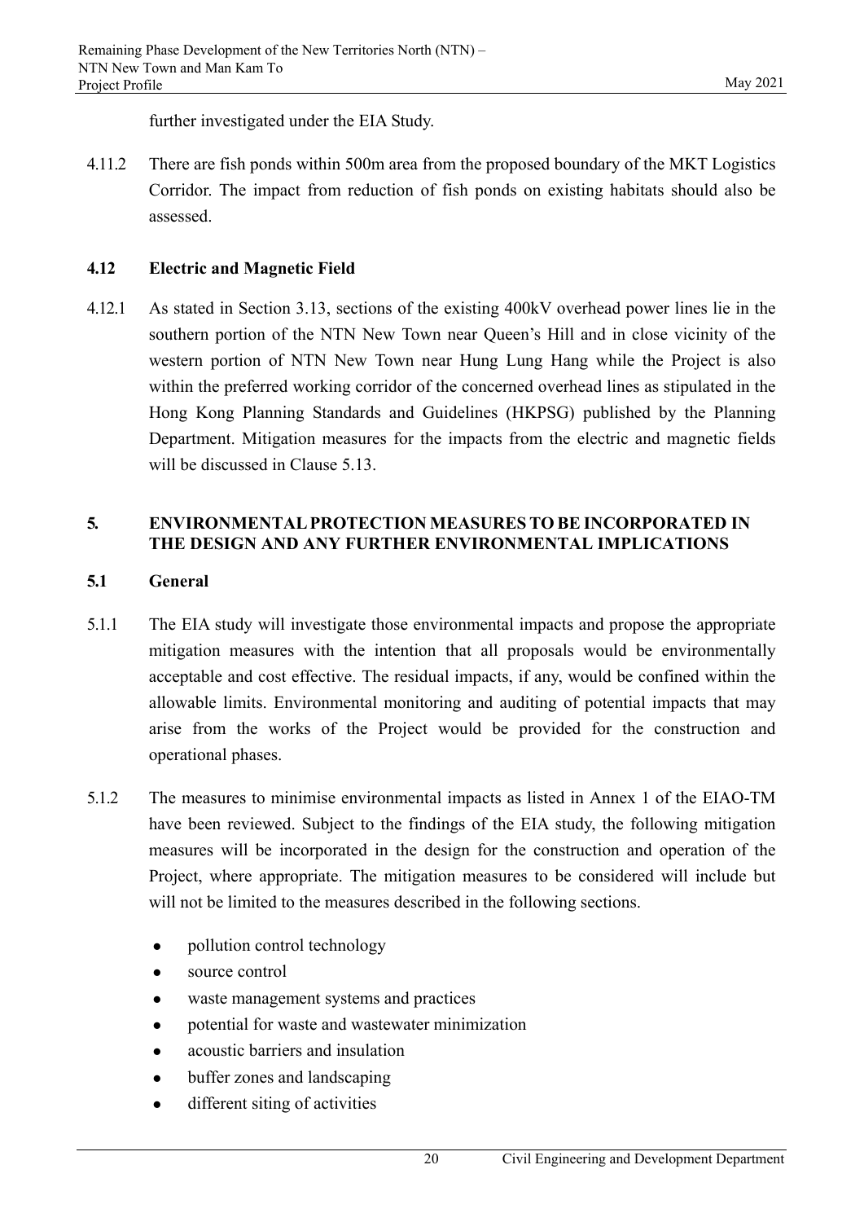further investigated under the EIA Study.

4.11.2 There are fish ponds within 500m area from the proposed boundary of the MKT Logistics Corridor. The impact from reduction of fish ponds on existing habitats should also be assessed.

### 4.12 Electric and Magnetic Field

4.12.1 As stated in Section 3.13, sections of the existing 400kV overhead power lines lie in the southern portion of the NTN New Town near Queen's Hill and in close vicinity of the western portion of NTN New Town near Hung Lung Hang while the Project is also within the preferred working corridor of the concerned overhead lines as stipulated in the Hong Kong Planning Standards and Guidelines (HKPSG) published by the Planning Department. Mitigation measures for the impacts from the electric and magnetic fields will be discussed in Clause 5.13.

## 5. ENVIRONMENTAL PROTECTION MEASURES TO BE INCORPORATED IN THE DESIGN AND ANY FURTHER ENVIRONMENTAL IMPLICATIONS

### 5.1 General

5.1.1 The EIA study will investigate those environmental impacts and propose the appropriate mitigation measures with the intention that all proposals would be environmentally acceptable and cost effective. The residual impacts, if any, would be confined within the allowable limits. Environmental monitoring and auditing of potential impacts that may arise from the works of the Project would be provided for the construction and operational phases.

5.1.2 The measures to minimise environmental impacts as listed in Annex 1 of the EIAO-TM have been reviewed. Subject to the findings of the EIA study, the following mitigation measures will be incorporated in the design for the construction and operation of the Project, where appropriate. The mitigation measures to be considered will include but will not be limited to the measures described in the following sections.

- pollution control technology
- source control
- waste management systems and practices
- potential for waste and wastewater minimization
- acoustic barriers and insulation
- buffer zones and landscaping
- different siting of activities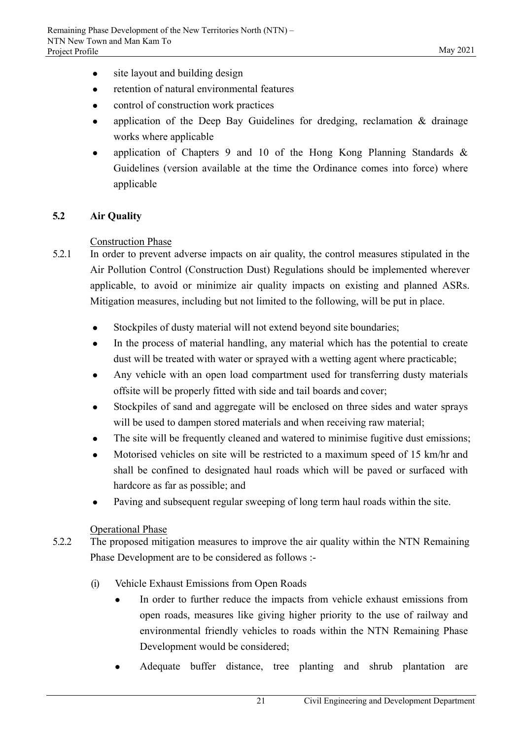- site layout and building design
- retention of natural environmental features
- control of construction work practices
- application of the Deep Bay Guidelines for dredging, reclamation & drainage works where applicable
- application of Chapters 9 and 10 of the Hong Kong Planning Standards & Guidelines (version available at the time the Ordinance comes into force) where applicable

## 5.2 Air Quality

Construction Phase

5.2.1 In order to prevent adverse impacts on air quality, the control measures stipulated in the Air Pollution Control (Construction Dust) Regulations should be implemented wherever applicable, to avoid or minimize air quality impacts on existing and planned ASRs. Mitigation measures, including but not limited to the following, will be put in place.

- Stockpiles of dusty material will not extend beyond site boundaries;
- In the process of material handling, any material which has the potential to create dust will be treated with water or sprayed with a wetting agent where practicable;
- Any vehicle with an open load compartment used for transferring dusty materials offsite will be properly fitted with side and tail boards and cover;
- Stockpiles of sand and aggregate will be enclosed on three sides and water sprays will be used to dampen stored materials and when receiving raw material;
- The site will be frequently cleaned and watered to minimise fugitive dust emissions;
- Motorised vehicles on site will be restricted to a maximum speed of 15 km/hr and shall be confined to designated haul roads which will be paved or surfaced with hardcore as far as possible; and
- Paving and subsequent regular sweeping of long term haul roads within the site.

Operational Phase

5.2.2 The proposed mitigation measures to improve the air quality within the NTN Remaining Phase Development are to be considered as follows :-

(i) Vehicle Exhaust Emissions from Open Roads

- In order to further reduce the impacts from vehicle exhaust emissions from open roads, measures like giving higher priority to the use of railway and environmental friendly vehicles to roads within the NTN Remaining Phase Development would be considered;
- Adequate buffer distance, tree planting and shrub plantation are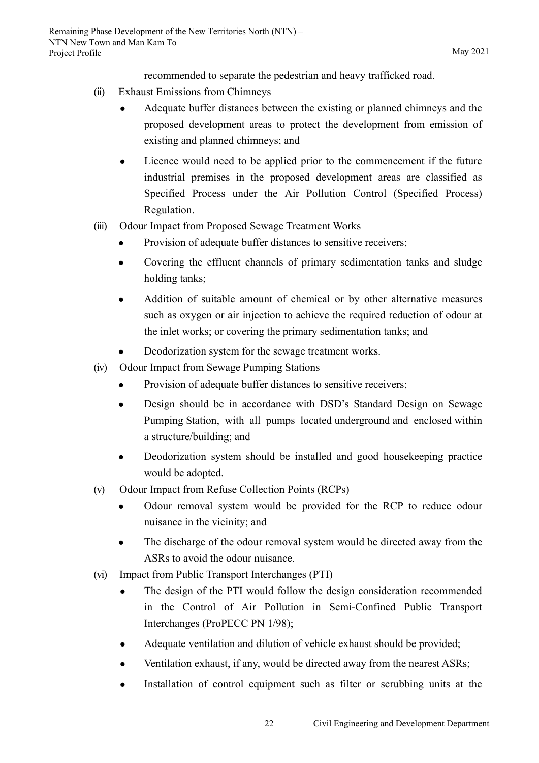recommended to separate the pedestrian and heavy trafficked road.

(ii) Exhaust Emissions from Chimneys

- Adequate buffer distances between the existing or planned chimneys and the proposed development areas to protect the development from emission of existing and planned chimneys; and
- Licence would need to be applied prior to the commencement if the future industrial premises in the proposed development areas are classified as Specified Process under the Air Pollution Control (Specified Process) Regulation.

(iii) Odour Impact from Proposed Sewage Treatment Works

- Provision of adequate buffer distances to sensitive receivers;
- Covering the effluent channels of primary sedimentation tanks and sludge holding tanks;
- Addition of suitable amount of chemical or by other alternative measures such as oxygen or air injection to achieve the required reduction of odour at the inlet works; or covering the primary sedimentation tanks; and
- Deodorization system for the sewage treatment works.

(iv) Odour Impact from Sewage Pumping Stations

- Provision of adequate buffer distances to sensitive receivers;
- Design should be in accordance with DSD's Standard Design on Sewage Pumping Station, with all pumps located underground and enclosed within a structure/building; and
- Deodorization system should be installed and good housekeeping practice would be adopted.

(v) Odour Impact from Refuse Collection Points (RCPs)

- Odour removal system would be provided for the RCP to reduce odour nuisance in the vicinity; and
- The discharge of the odour removal system would be directed away from the ASRs to avoid the odour nuisance.

(vi) Impact from Public Transport Interchanges (PTI)

- The design of the PTI would follow the design consideration recommended in the Control of Air Pollution in Semi-Confined Public Transport Interchanges (ProPECC PN 1/98);
- Adequate ventilation and dilution of vehicle exhaust should be provided;
- Ventilation exhaust, if any, would be directed away from the nearest ASRs;
- Installation of control equipment such as filter or scrubbing units at the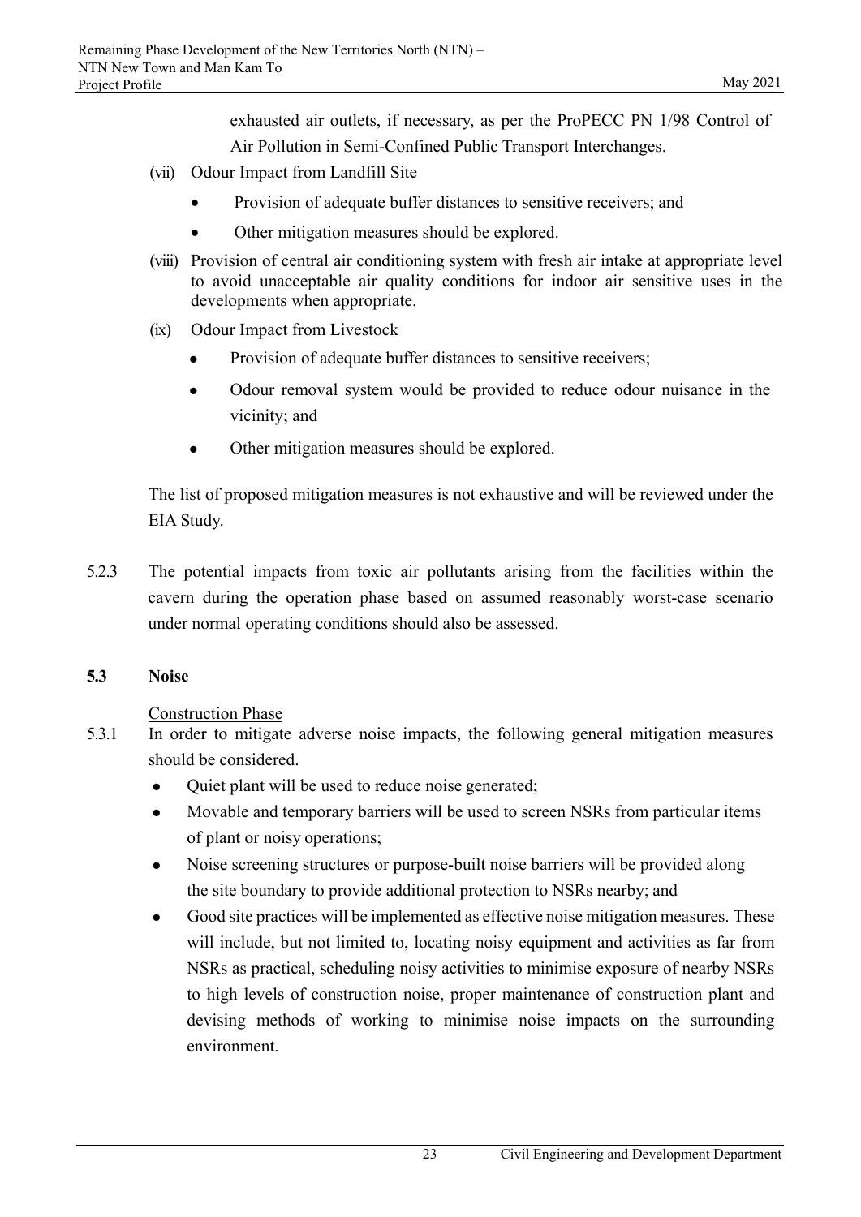exhausted air outlets, if necessary, as per the ProPECC PN 1/98 Control of Air Pollution in Semi-Confined Public Transport Interchanges.

(vii) Odour Impact from Landfill Site

- Provision of adequate buffer distances to sensitive receivers; and
- Other mitigation measures should be explored.

(viii) Provision of central air conditioning system with fresh air intake at appropriate level to avoid unacceptable air quality conditions for indoor air sensitive uses in the developments when appropriate.

(ix) Odour Impact from Livestock

- Provision of adequate buffer distances to sensitive receivers;
- Odour removal system would be provided to reduce odour nuisance in the vicinity; and
- Other mitigation measures should be explored.

The list of proposed mitigation measures is not exhaustive and will be reviewed under the EIA Study.

5.2.3 The potential impacts from toxic air pollutants arising from the facilities within the cavern during the operation phase based on assumed reasonably worst-case scenario under normal operating conditions should also be assessed.

## 5.3 Noise

Construction Phase

5.3.1 In order to mitigate adverse noise impacts, the following general mitigation measures should be considered.

- Quiet plant will be used to reduce noise generated;
- Movable and temporary barriers will be used to screen NSRs from particular items of plant or noisy operations;
- Noise screening structures or purpose-built noise barriers will be provided along the site boundary to provide additional protection to NSRs nearby; and
- Good site practices will be implemented as effective noise mitigation measures. These will include, but not limited to, locating noisy equipment and activities as far from NSRs as practical, scheduling noisy activities to minimise exposure of nearby NSRs to high levels of construction noise, proper maintenance of construction plant and devising methods of working to minimise noise impacts on the surrounding environment.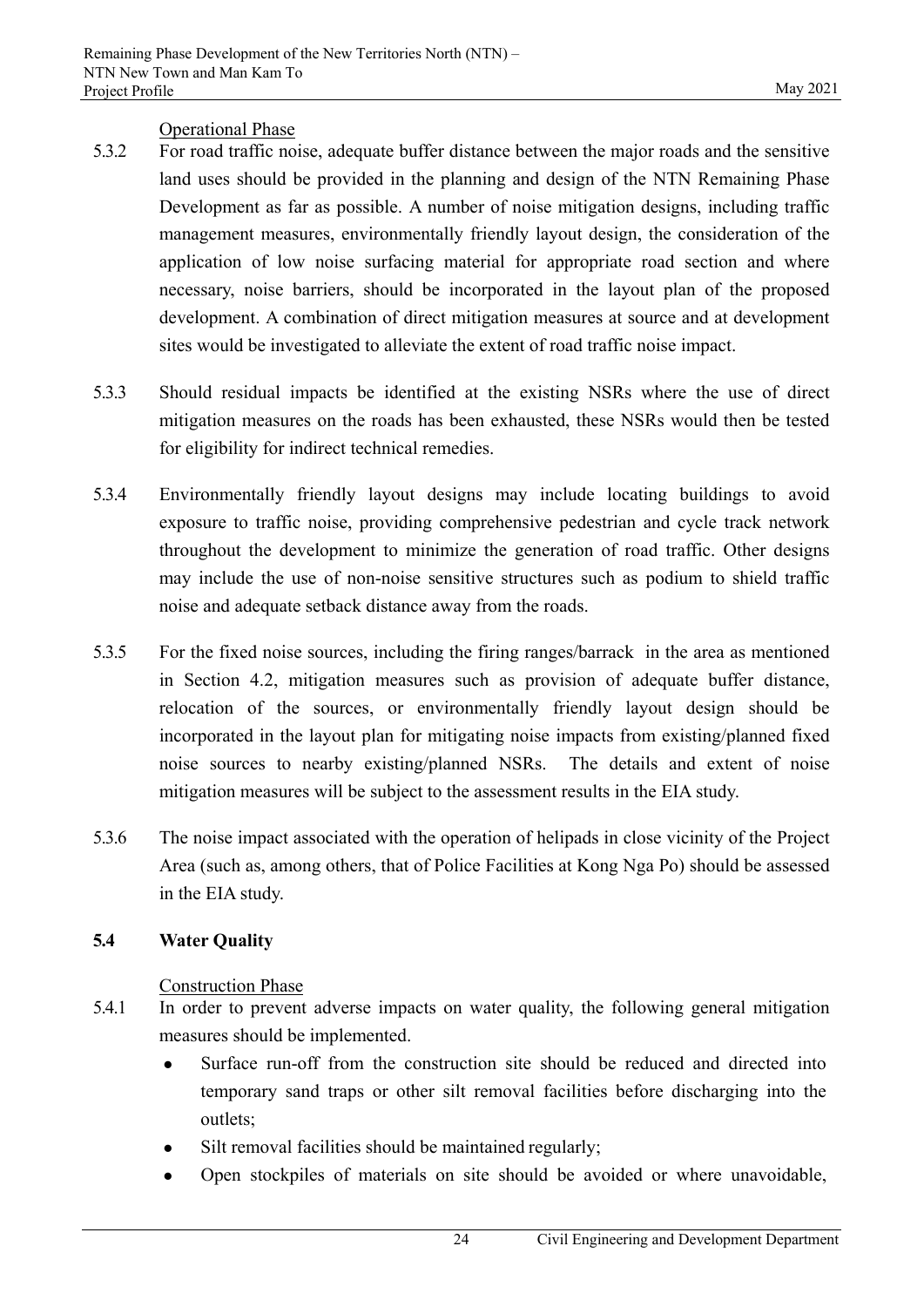Operational Phase

5.3.2 For road traffic noise, adequate buffer distance between the major roads and the sensitive land uses should be provided in the planning and design of the NTN Remaining Phase Development as far as possible. A number of noise mitigation designs, including traffic management measures, environmentally friendly layout design, the consideration of the application of low noise surfacing material for appropriate road section and where necessary, noise barriers, should be incorporated in the layout plan of the proposed development. A combination of direct mitigation measures at source and at development sites would be investigated to alleviate the extent of road traffic noise impact.

5.3.3 Should residual impacts be identified at the existing NSRs where the use of direct mitigation measures on the roads has been exhausted, these NSRs would then be tested for eligibility for indirect technical remedies.

5.3.4 Environmentally friendly layout designs may include locating buildings to avoid exposure to traffic noise, providing comprehensive pedestrian and cycle track network throughout the development to minimize the generation of road traffic. Other designs may include the use of non-noise sensitive structures such as podium to shield traffic noise and adequate setback distance away from the roads.

5.3.5 For the fixed noise sources, including the firing ranges/barrack in the area as mentioned in Section 4.2, mitigation measures such as provision of adequate buffer distance, relocation of the sources, or environmentally friendly layout design should be incorporated in the layout plan for mitigating noise impacts from existing/planned fixed noise sources to nearby existing/planned NSRs. The details and extent of noise mitigation measures will be subject to the assessment results in the EIA study.

5.3.6 The noise impact associated with the operation of helipads in close vicinity of the Project Area (such as, among others, that of Police Facilities at Kong Nga Po) should be assessed in the EIA study.

## 5.4 Water Quality

Construction Phase

5.4.1 In order to prevent adverse impacts on water quality, the following general mitigation measures should be implemented.

- Surface run-off from the construction site should be reduced and directed into temporary sand traps or other silt removal facilities before discharging into the outlets;
- Silt removal facilities should be maintained regularly;
- Open stockpiles of materials on site should be avoided or where unavoidable,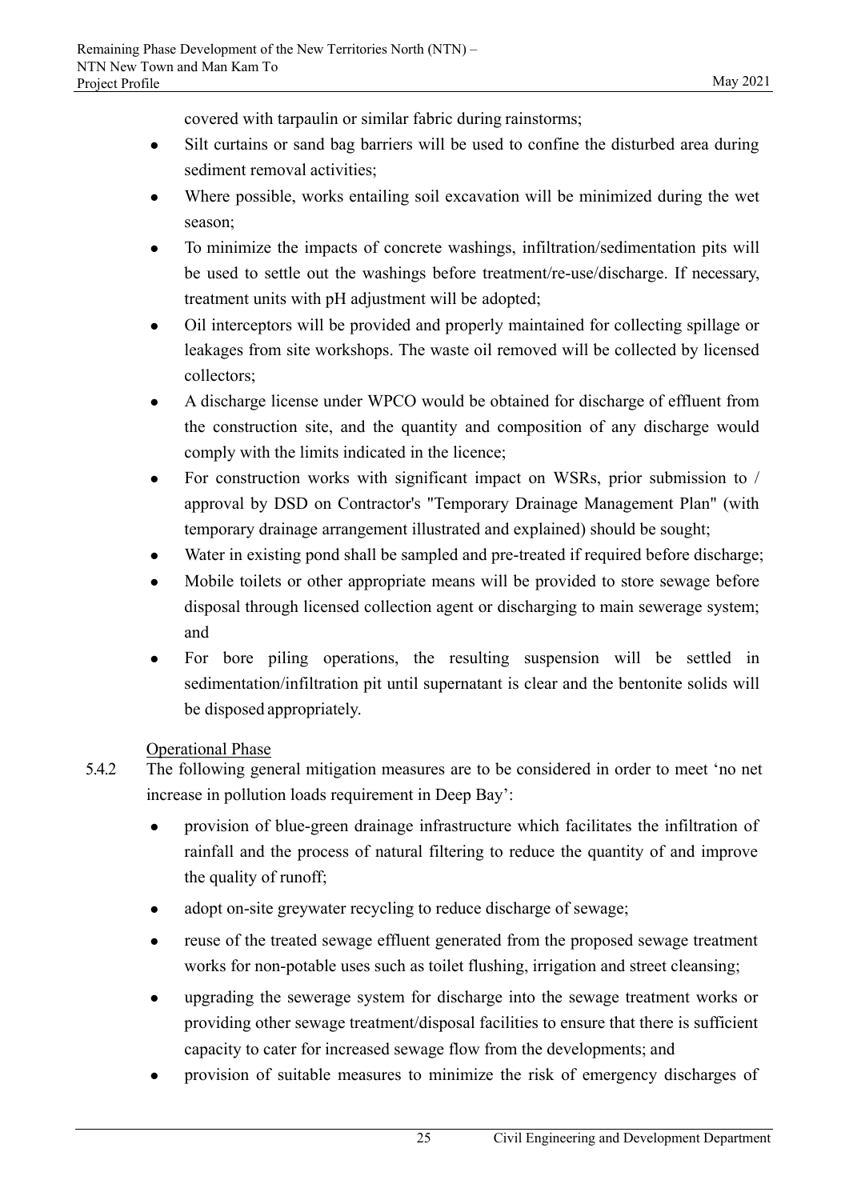covered with tarpaulin or similar fabric during rainstorms;

- Silt curtains or sand bag barriers will be used to confine the disturbed area during sediment removal activities;
- Where possible, works entailing soil excavation will be minimized during the wet season;
- To minimize the impacts of concrete washings, infiltration/sedimentation pits will be used to settle out the washings before treatment/re-use/discharge. If necessary, treatment units with pH adjustment will be adopted;
- Oil interceptors will be provided and properly maintained for collecting spillage or leakages from site workshops. The waste oil removed will be collected by licensed collectors;
- A discharge license under WPCO would be obtained for discharge of effluent from the construction site, and the quantity and composition of any discharge would comply with the limits indicated in the licence;
- For construction works with significant impact on WSRs, prior submission to / approval by DSD on Contractor's "Temporary Drainage Management Plan" (with temporary drainage arrangement illustrated and explained) should be sought;
- Water in existing pond shall be sampled and pre-treated if required before discharge;
- Mobile toilets or other appropriate means will be provided to store sewage before disposal through licensed collection agent or discharging to main sewerage system; and
- For bore piling operations, the resulting suspension will be settled in sedimentation/infiltration pit until supernatant is clear and the bentonite solids will be disposed appropriately.

<u>Operational Phase</u>

5.4.2 The following general mitigation measures are to be considered in order to meet 'no net increase in pollution loads requirement in Deep Bay':

- provision of blue-green drainage infrastructure which facilitates the infiltration of rainfall and the process of natural filtering to reduce the quantity of and improve the quality of runoff;
- adopt on-site greywater recycling to reduce discharge of sewage;
- reuse of the treated sewage effluent generated from the proposed sewage treatment works for non-potable uses such as toilet flushing, irrigation and street cleansing;
- upgrading the sewerage system for discharge into the sewage treatment works or providing other sewage treatment/disposal facilities to ensure that there is sufficient capacity to cater for increased sewage flow from the developments; and
- provision of suitable measures to minimize the risk of emergency discharges of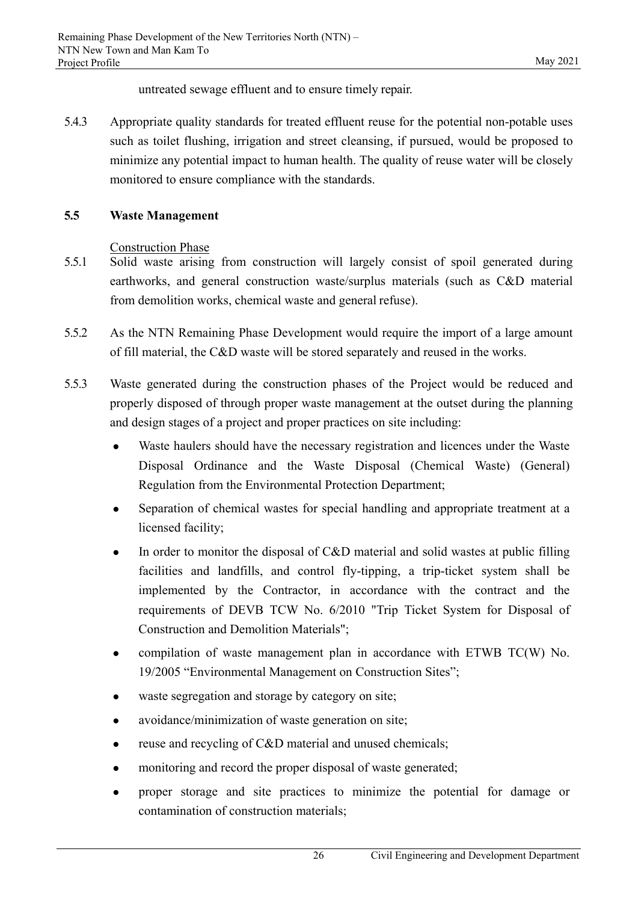untreated sewage effluent and to ensure timely repair.

5.4.3 Appropriate quality standards for treated effluent reuse for the potential non-potable uses such as toilet flushing, irrigation and street cleansing, if pursued, would be proposed to minimize any potential impact to human health. The quality of reuse water will be closely monitored to ensure compliance with the standards.

### 5.5 Waste Management

Construction Phase

5.5.1 Solid waste arising from construction will largely consist of spoil generated during earthworks, and general construction waste/surplus materials (such as C&D material from demolition works, chemical waste and general refuse).

5.5.2 As the NTN Remaining Phase Development would require the import of a large amount of fill material, the C&D waste will be stored separately and reused in the works.

5.5.3 Waste generated during the construction phases of the Project would be reduced and properly disposed of through proper waste management at the outset during the planning and design stages of a project and proper practices on site including:

- Waste haulers should have the necessary registration and licences under the Waste Disposal Ordinance and the Waste Disposal (Chemical Waste) (General) Regulation from the Environmental Protection Department;
- Separation of chemical wastes for special handling and appropriate treatment at a licensed facility;
- In order to monitor the disposal of C&D material and solid wastes at public filling facilities and landfills, and control fly-tipping, a trip-ticket system shall be implemented by the Contractor, in accordance with the contract and the requirements of DEVB TCW No. 6/2010 "Trip Ticket System for Disposal of Construction and Demolition Materials";
- compilation of waste management plan in accordance with ETWB TC(W) No. 19/2005 "Environmental Management on Construction Sites";
- waste segregation and storage by category on site;
- avoidance/minimization of waste generation on site;
- reuse and recycling of C&D material and unused chemicals;
- monitoring and record the proper disposal of waste generated;
- proper storage and site practices to minimize the potential for damage or contamination of construction materials;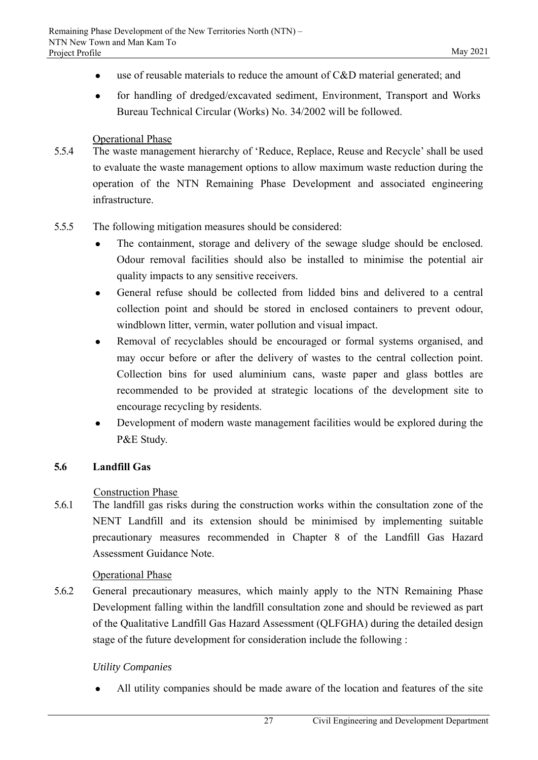- use of reusable materials to reduce the amount of C&D material generated; and
- for handling of dredged/excavated sediment, Environment, Transport and Works Bureau Technical Circular (Works) No. 34/2002 will be followed.

Operational Phase

5.5.4 The waste management hierarchy of 'Reduce, Replace, Reuse and Recycle' shall be used to evaluate the waste management options to allow maximum waste reduction during the operation of the NTN Remaining Phase Development and associated engineering infrastructure.

5.5.5 The following mitigation measures should be considered:

- The containment, storage and delivery of the sewage sludge should be enclosed. Odour removal facilities should also be installed to minimise the potential air quality impacts to any sensitive receivers.
- General refuse should be collected from lidded bins and delivered to a central collection point and should be stored in enclosed containers to prevent odour, windblown litter, vermin, water pollution and visual impact.
- Removal of recyclables should be encouraged or formal systems organised, and may occur before or after the delivery of wastes to the central collection point. Collection bins for used aluminium cans, waste paper and glass bottles are recommended to be provided at strategic locations of the development site to encourage recycling by residents.
- Development of modern waste management facilities would be explored during the P&E Study.

### 5.6 Landfill Gas

Construction Phase

5.6.1 The landfill gas risks during the construction works within the consultation zone of the NENT Landfill and its extension should be minimised by implementing suitable precautionary measures recommended in Chapter 8 of the Landfill Gas Hazard Assessment Guidance Note.

Operational Phase

5.6.2 General precautionary measures, which mainly apply to the NTN Remaining Phase Development falling within the landfill consultation zone and should be reviewed as part of the Qualitative Landfill Gas Hazard Assessment (QLFGHA) during the detailed design stage of the future development for consideration include the following :

*Utility Companies*

- All utility companies should be made aware of the location and features of the site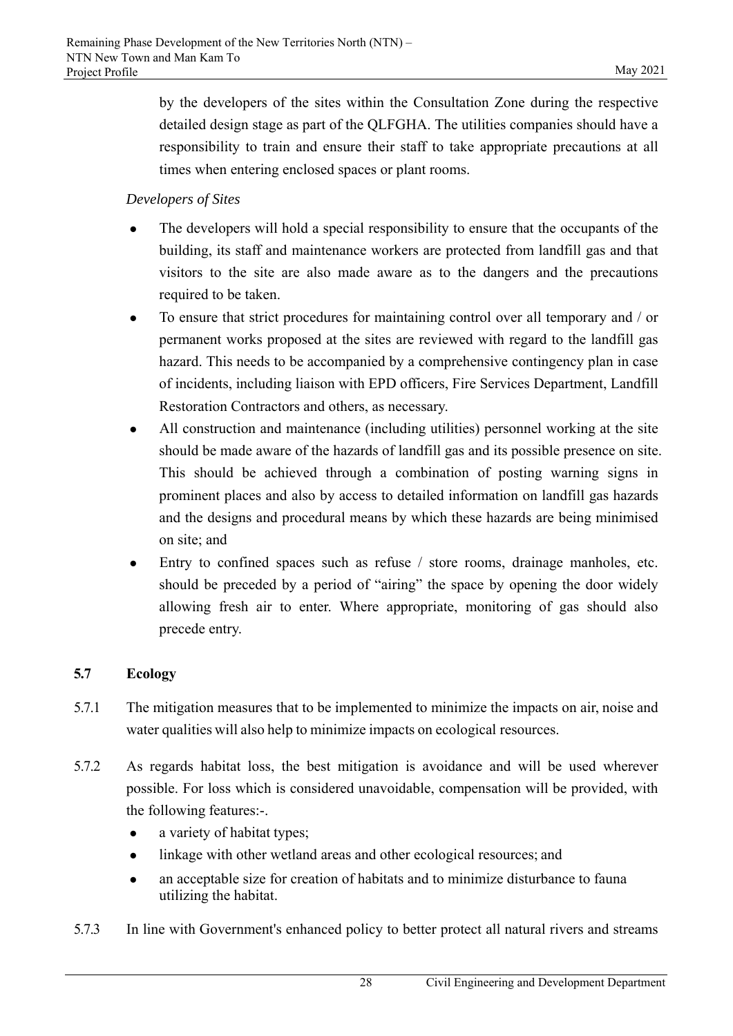by the developers of the sites within the Consultation Zone during the respective detailed design stage as part of the QLFGHA. The utilities companies should have a responsibility to train and ensure their staff to take appropriate precautions at all times when entering enclosed spaces or plant rooms.

*Developers of Sites*

- The developers will hold a special responsibility to ensure that the occupants of the building, its staff and maintenance workers are protected from landfill gas and that visitors to the site are also made aware as to the dangers and the precautions required to be taken.
- To ensure that strict procedures for maintaining control over all temporary and / or permanent works proposed at the sites are reviewed with regard to the landfill gas hazard. This needs to be accompanied by a comprehensive contingency plan in case of incidents, including liaison with EPD officers, Fire Services Department, Landfill Restoration Contractors and others, as necessary.
- All construction and maintenance (including utilities) personnel working at the site should be made aware of the hazards of landfill gas and its possible presence on site. This should be achieved through a combination of posting warning signs in prominent places and also by access to detailed information on landfill gas hazards and the designs and procedural means by which these hazards are being minimised on site; and
- Entry to confined spaces such as refuse / store rooms, drainage manholes, etc. should be preceded by a period of "airing" the space by opening the door widely allowing fresh air to enter. Where appropriate, monitoring of gas should also precede entry.

## 5.7 Ecology

5.7.1 The mitigation measures that to be implemented to minimize the impacts on air, noise and water qualities will also help to minimize impacts on ecological resources.

5.7.2 As regards habitat loss, the best mitigation is avoidance and will be used wherever possible. For loss which is considered unavoidable, compensation will be provided, with the following features:-.

- a variety of habitat types;
- linkage with other wetland areas and other ecological resources; and
- an acceptable size for creation of habitats and to minimize disturbance to fauna utilizing the habitat.

5.7.3 In line with Government's enhanced policy to better protect all natural rivers and streams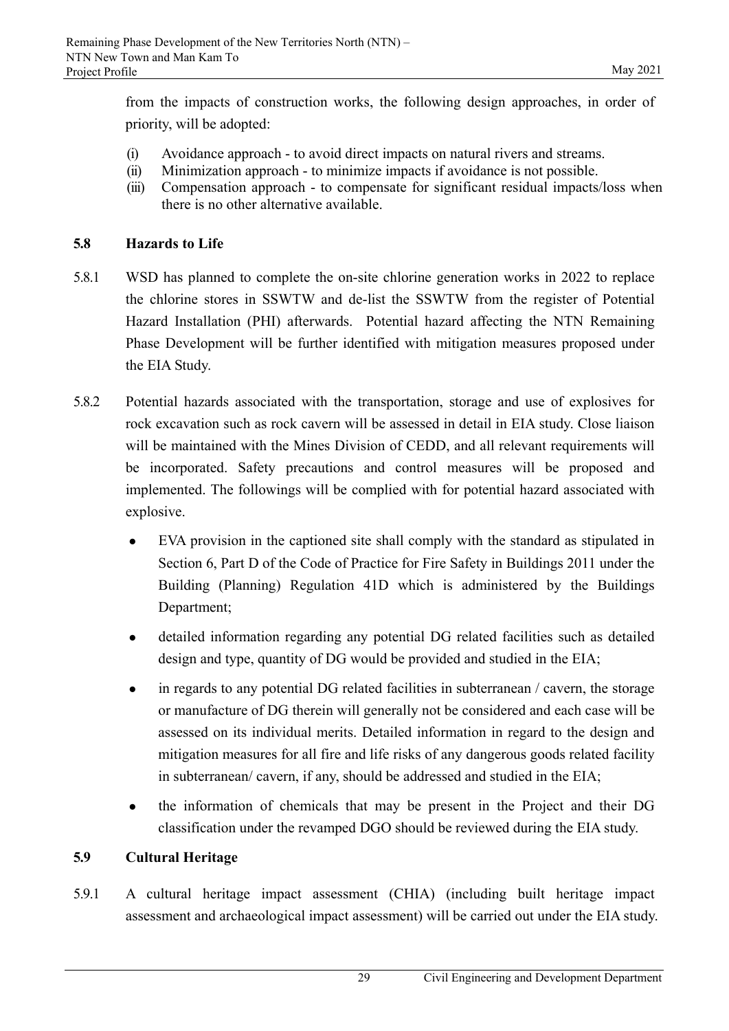from the impacts of construction works, the following design approaches, in order of priority, will be adopted:

(i) Avoidance approach - to avoid direct impacts on natural rivers and streams.
(ii) Minimization approach - to minimize impacts if avoidance is not possible.
(iii) Compensation approach - to compensate for significant residual impacts/loss when there is no other alternative available.

### 5.8 Hazards to Life

5.8.1 WSD has planned to complete the on-site chlorine generation works in 2022 to replace the chlorine stores in SSWTW and de-list the SSWTW from the register of Potential Hazard Installation (PHI) afterwards. Potential hazard affecting the NTN Remaining Phase Development will be further identified with mitigation measures proposed under the EIA Study.

5.8.2 Potential hazards associated with the transportation, storage and use of explosives for rock excavation such as rock cavern will be assessed in detail in EIA study. Close liaison will be maintained with the Mines Division of CEDD, and all relevant requirements will be incorporated. Safety precautions and control measures will be proposed and implemented. The followings will be complied with for potential hazard associated with explosive.

- EVA provision in the captioned site shall comply with the standard as stipulated in Section 6, Part D of the Code of Practice for Fire Safety in Buildings 2011 under the Building (Planning) Regulation 41D which is administered by the Buildings Department;
- detailed information regarding any potential DG related facilities such as detailed design and type, quantity of DG would be provided and studied in the EIA;
- in regards to any potential DG related facilities in subterranean / cavern, the storage or manufacture of DG therein will generally not be considered and each case will be assessed on its individual merits. Detailed information in regard to the design and mitigation measures for all fire and life risks of any dangerous goods related facility in subterranean/ cavern, if any, should be addressed and studied in the EIA;
- the information of chemicals that may be present in the Project and their DG classification under the revamped DGO should be reviewed during the EIA study.

### 5.9 Cultural Heritage

5.9.1 A cultural heritage impact assessment (CHIA) (including built heritage impact assessment and archaeological impact assessment) will be carried out under the EIA study.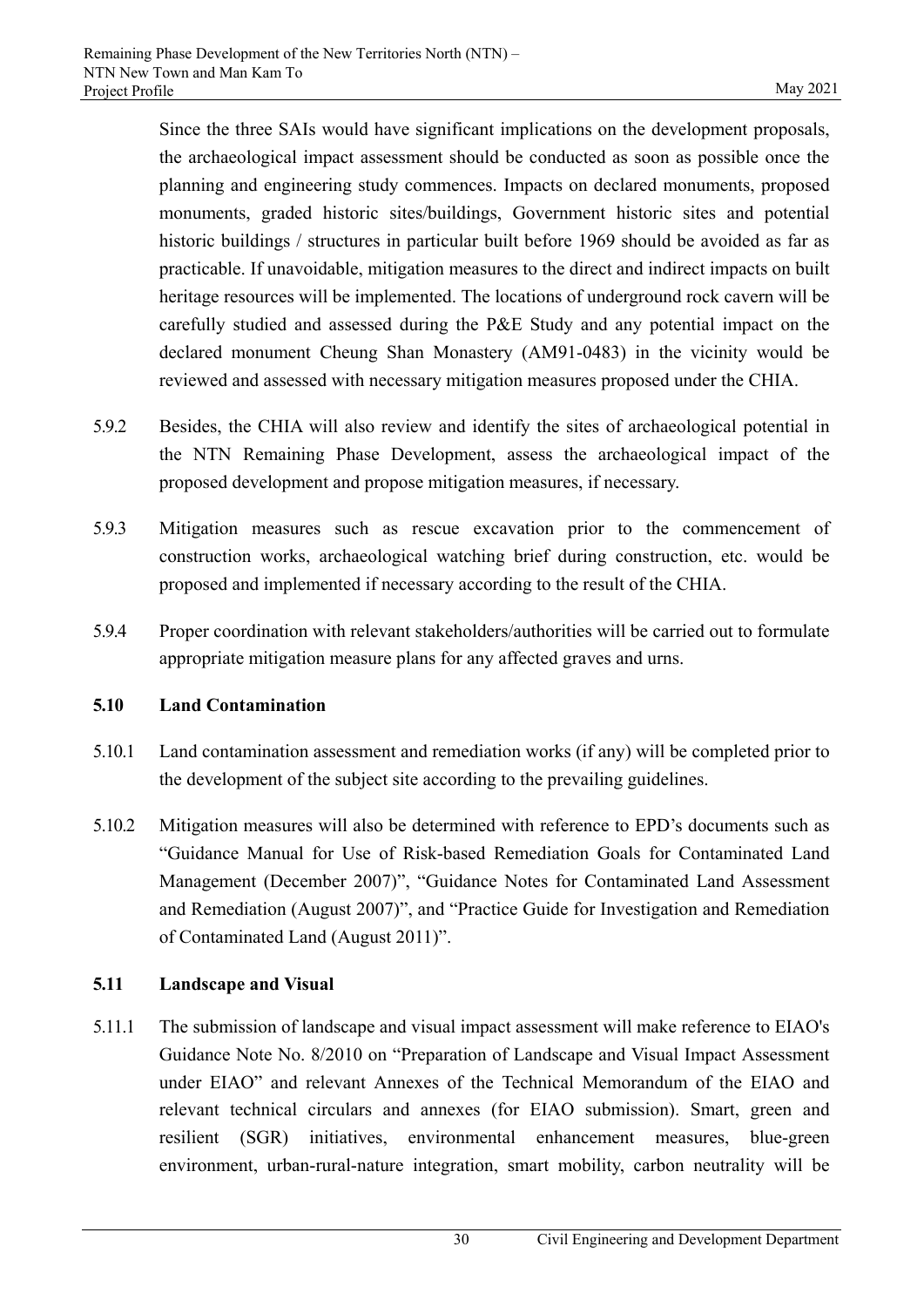Since the three SAIs would have significant implications on the development proposals, the archaeological impact assessment should be conducted as soon as possible once the planning and engineering study commences. Impacts on declared monuments, proposed monuments, graded historic sites/buildings, Government historic sites and potential historic buildings / structures in particular built before 1969 should be avoided as far as practicable. If unavoidable, mitigation measures to the direct and indirect impacts on built heritage resources will be implemented. The locations of underground rock cavern will be carefully studied and assessed during the P&E Study and any potential impact on the declared monument Cheung Shan Monastery (AM91-0483) in the vicinity would be reviewed and assessed with necessary mitigation measures proposed under the CHIA.

5.9.2 Besides, the CHIA will also review and identify the sites of archaeological potential in the NTN Remaining Phase Development, assess the archaeological impact of the proposed development and propose mitigation measures, if necessary.

5.9.3 Mitigation measures such as rescue excavation prior to the commencement of construction works, archaeological watching brief during construction, etc. would be proposed and implemented if necessary according to the result of the CHIA.

5.9.4 Proper coordination with relevant stakeholders/authorities will be carried out to formulate appropriate mitigation measure plans for any affected graves and urns.

### 5.10 Land Contamination

5.10.1 Land contamination assessment and remediation works (if any) will be completed prior to the development of the subject site according to the prevailing guidelines.

5.10.2 Mitigation measures will also be determined with reference to EPD's documents such as "Guidance Manual for Use of Risk-based Remediation Goals for Contaminated Land Management (December 2007)", "Guidance Notes for Contaminated Land Assessment and Remediation (August 2007)", and "Practice Guide for Investigation and Remediation of Contaminated Land (August 2011)".

### 5.11 Landscape and Visual

5.11.1 The submission of landscape and visual impact assessment will make reference to EIAO's Guidance Note No. 8/2010 on "Preparation of Landscape and Visual Impact Assessment under EIAO" and relevant Annexes of the Technical Memorandum of the EIAO and relevant technical circulars and annexes (for EIAO submission). Smart, green and resilient (SGR) initiatives, environmental enhancement measures, blue-green environment, urban-rural-nature integration, smart mobility, carbon neutrality will be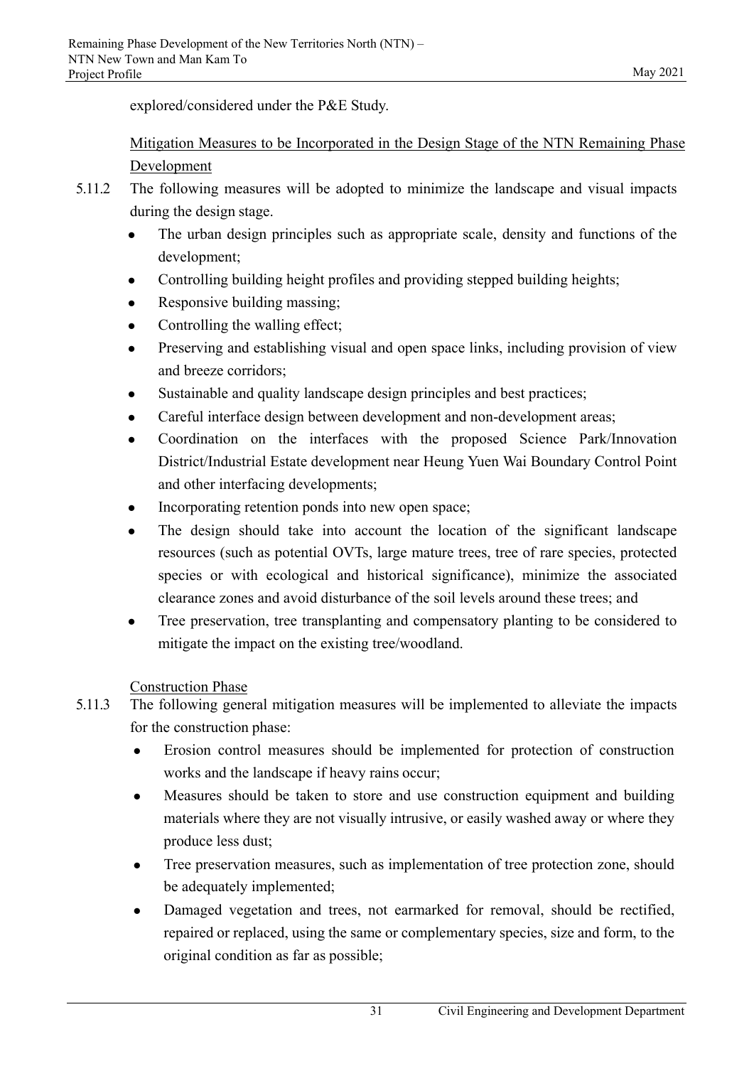explored/considered under the P&E Study.

Mitigation Measures to be Incorporated in the Design Stage of the NTN Remaining Phase Development

5.11.2 The following measures will be adopted to minimize the landscape and visual impacts during the design stage.

- The urban design principles such as appropriate scale, density and functions of the development;
- Controlling building height profiles and providing stepped building heights;
- Responsive building massing;
- Controlling the walling effect;
- Preserving and establishing visual and open space links, including provision of view and breeze corridors;
- Sustainable and quality landscape design principles and best practices;
- Careful interface design between development and non-development areas;
- Coordination on the interfaces with the proposed Science Park/Innovation District/Industrial Estate development near Heung Yuen Wai Boundary Control Point and other interfacing developments;
- Incorporating retention ponds into new open space;
- The design should take into account the location of the significant landscape resources (such as potential OVTs, large mature trees, tree of rare species, protected species or with ecological and historical significance), minimize the associated clearance zones and avoid disturbance of the soil levels around these trees; and
- Tree preservation, tree transplanting and compensatory planting to be considered to mitigate the impact on the existing tree/woodland.

Construction Phase

5.11.3 The following general mitigation measures will be implemented to alleviate the impacts for the construction phase:

- Erosion control measures should be implemented for protection of construction works and the landscape if heavy rains occur;
- Measures should be taken to store and use construction equipment and building materials where they are not visually intrusive, or easily washed away or where they produce less dust;
- Tree preservation measures, such as implementation of tree protection zone, should be adequately implemented;
- Damaged vegetation and trees, not earmarked for removal, should be rectified, repaired or replaced, using the same or complementary species, size and form, to the original condition as far as possible;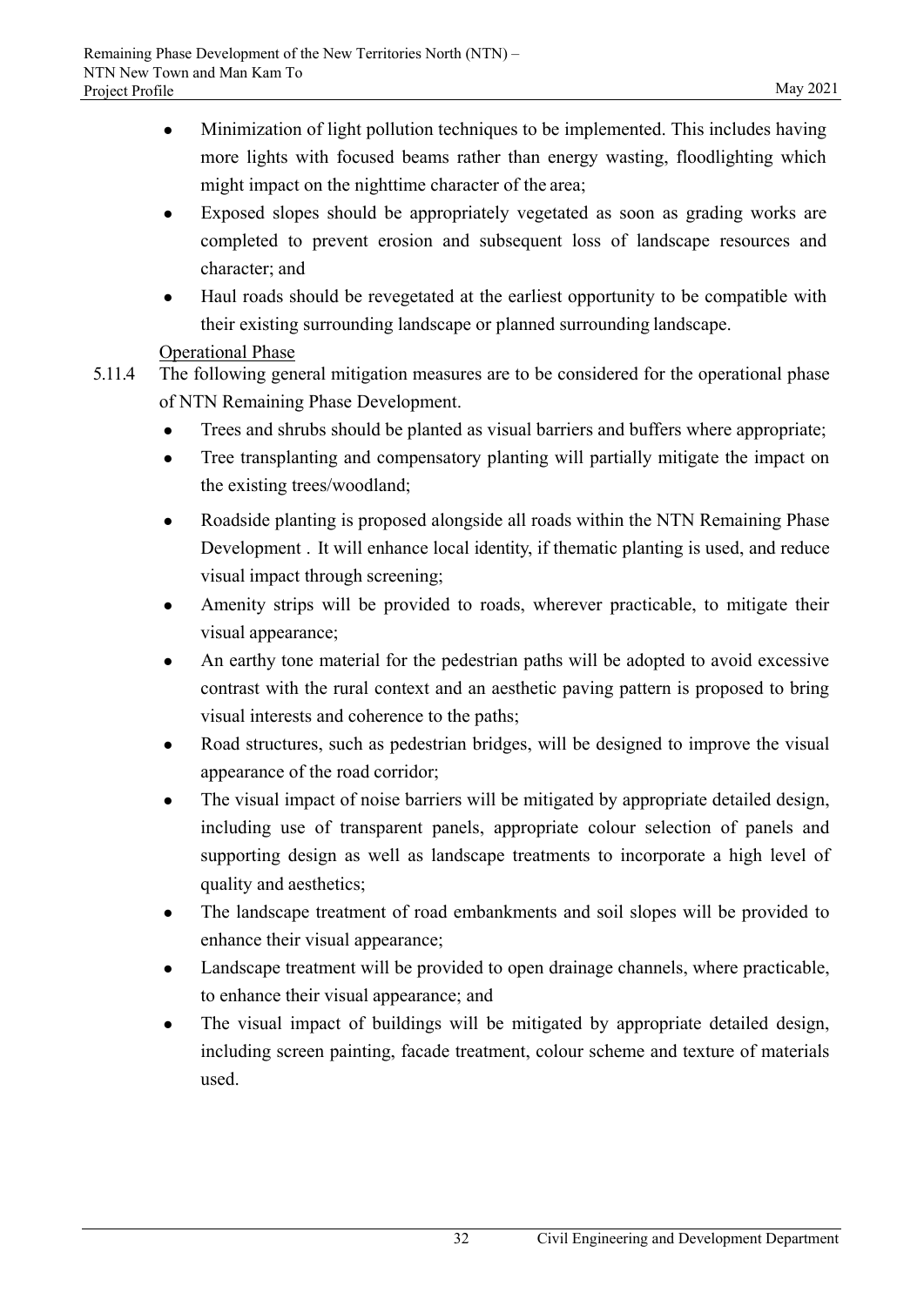- Minimization of light pollution techniques to be implemented. This includes having more lights with focused beams rather than energy wasting, floodlighting which might impact on the nighttime character of the area;
- Exposed slopes should be appropriately vegetated as soon as grading works are completed to prevent erosion and subsequent loss of landscape resources and character; and
- Haul roads should be revegetated at the earliest opportunity to be compatible with their existing surrounding landscape or planned surrounding landscape.

Operational Phase

5.11.4 The following general mitigation measures are to be considered for the operational phase of NTN Remaining Phase Development.

- Trees and shrubs should be planted as visual barriers and buffers where appropriate;
- Tree transplanting and compensatory planting will partially mitigate the impact on the existing trees/woodland;
- Roadside planting is proposed alongside all roads within the NTN Remaining Phase Development . It will enhance local identity, if thematic planting is used, and reduce visual impact through screening;
- Amenity strips will be provided to roads, wherever practicable, to mitigate their visual appearance;
- An earthy tone material for the pedestrian paths will be adopted to avoid excessive contrast with the rural context and an aesthetic paving pattern is proposed to bring visual interests and coherence to the paths;
- Road structures, such as pedestrian bridges, will be designed to improve the visual appearance of the road corridor;
- The visual impact of noise barriers will be mitigated by appropriate detailed design, including use of transparent panels, appropriate colour selection of panels and supporting design as well as landscape treatments to incorporate a high level of quality and aesthetics;
- The landscape treatment of road embankments and soil slopes will be provided to enhance their visual appearance;
- Landscape treatment will be provided to open drainage channels, where practicable, to enhance their visual appearance; and
- The visual impact of buildings will be mitigated by appropriate detailed design, including screen painting, facade treatment, colour scheme and texture of materials used.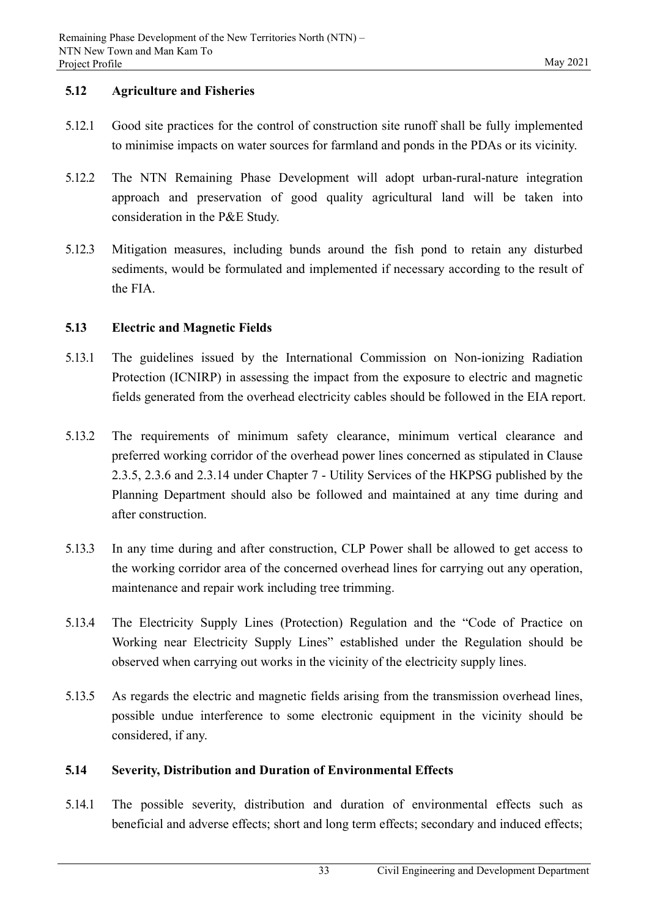### 5.12 Agriculture and Fisheries

5.12.1 Good site practices for the control of construction site runoff shall be fully implemented to minimise impacts on water sources for farmland and ponds in the PDAs or its vicinity.

5.12.2 The NTN Remaining Phase Development will adopt urban-rural-nature integration approach and preservation of good quality agricultural land will be taken into consideration in the P&E Study.

5.12.3 Mitigation measures, including bunds around the fish pond to retain any disturbed sediments, would be formulated and implemented if necessary according to the result of the FIA.

### 5.13 Electric and Magnetic Fields

5.13.1 The guidelines issued by the International Commission on Non-ionizing Radiation Protection (ICNIRP) in assessing the impact from the exposure to electric and magnetic fields generated from the overhead electricity cables should be followed in the EIA report.

5.13.2 The requirements of minimum safety clearance, minimum vertical clearance and preferred working corridor of the overhead power lines concerned as stipulated in Clause 2.3.5, 2.3.6 and 2.3.14 under Chapter 7 - Utility Services of the HKPSG published by the Planning Department should also be followed and maintained at any time during and after construction.

5.13.3 In any time during and after construction, CLP Power shall be allowed to get access to the working corridor area of the concerned overhead lines for carrying out any operation, maintenance and repair work including tree trimming.

5.13.4 The Electricity Supply Lines (Protection) Regulation and the "Code of Practice on Working near Electricity Supply Lines" established under the Regulation should be observed when carrying out works in the vicinity of the electricity supply lines.

5.13.5 As regards the electric and magnetic fields arising from the transmission overhead lines, possible undue interference to some electronic equipment in the vicinity should be considered, if any.

### 5.14 Severity, Distribution and Duration of Environmental Effects

5.14.1 The possible severity, distribution and duration of environmental effects such as beneficial and adverse effects; short and long term effects; secondary and induced effects;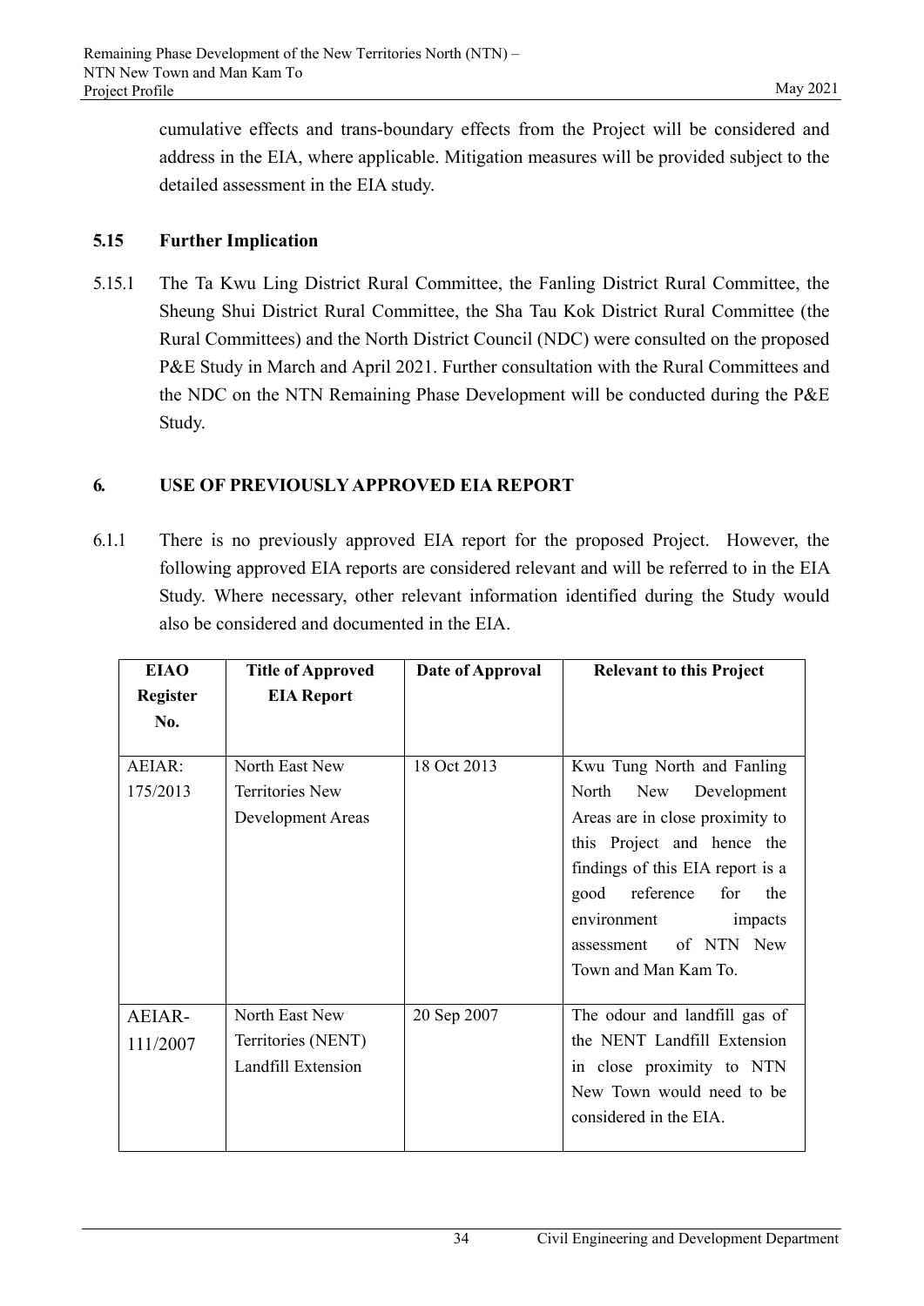cumulative effects and trans-boundary effects from the Project will be considered and address in the EIA, where applicable. Mitigation measures will be provided subject to the detailed assessment in the EIA study.

### 5.15 Further Implication

5.15.1 The Ta Kwu Ling District Rural Committee, the Fanling District Rural Committee, the Sheung Shui District Rural Committee, the Sha Tau Kok District Rural Committee (the Rural Committees) and the North District Council (NDC) were consulted on the proposed P&E Study in March and April 2021. Further consultation with the Rural Committees and the NDC on the NTN Remaining Phase Development will be conducted during the P&E Study.

## 6. USE OF PREVIOUSLY APPROVED EIA REPORT

6.1.1 There is no previously approved EIA report for the proposed Project. However, the following approved EIA reports are considered relevant and will be referred to in the EIA Study. Where necessary, other relevant information identified during the Study would also be considered and documented in the EIA.

| EIAO Register No. | Title of Approved EIA Report | Date of Approval | Relevant to this Project |
|---|---|---|---|
| AEIAR: 175/2013 | North East New Territories New Development Areas | 18 Oct 2013 | Kwu Tung North and Fanling North New Development Areas are in close proximity to this Project and hence the findings of this EIA report is a good reference for the environment impacts assessment of NTN New Town and Man Kam To. |
| AEIAR-111/2007 | North East New Territories (NENT) Landfill Extension | 20 Sep 2007 | The odour and landfill gas of the NENT Landfill Extension in close proximity to NTN New Town would need to be considered in the EIA. |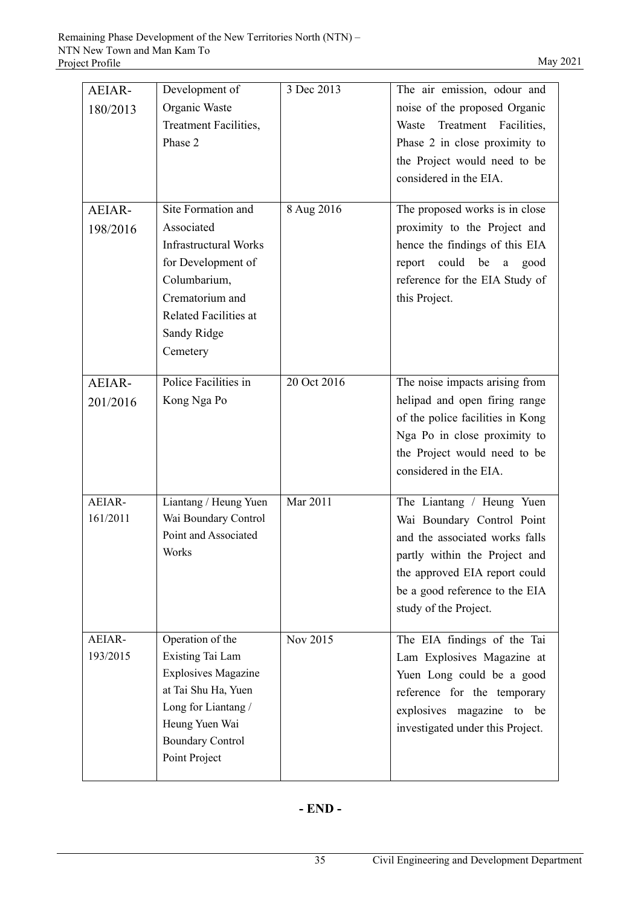| AEIAR-180/2013 | Development of Organic Waste Treatment Facilities, Phase 2 | 3 Dec 2013 | The air emission, odour and noise of the proposed Organic Waste Treatment Facilities, Phase 2 in close proximity to the Project would need to be considered in the EIA. |
|---|---|---|---|
| AEIAR-198/2016 | Site Formation and Associated Infrastructural Works for Development of Columbarium, Crematorium and Related Facilities at Sandy Ridge Cemetery | 8 Aug 2016 | The proposed works is in close proximity to the Project and hence the findings of this EIA report could be a good reference for the EIA Study of this Project. |
| AEIAR-201/2016 | Police Facilities in Kong Nga Po | 20 Oct 2016 | The noise impacts arising from helipad and open firing range of the police facilities in Kong Nga Po in close proximity to the Project would need to be considered in the EIA. |
| AEIAR-161/2011 | Liantang / Heung Yuen Wai Boundary Control Point and Associated Works | Mar 2011 | The Liantang / Heung Yuen Wai Boundary Control Point and the associated works falls partly within the Project and the approved EIA report could be a good reference to the EIA study of the Project. |
| AEIAR-193/2015 | Operation of the Existing Tai Lam Explosives Magazine at Tai Shu Ha, Yuen Long for Liantang / Heung Yuen Wai Boundary Control Point Project | Nov 2015 | The EIA findings of the Tai Lam Explosives Magazine at Yuen Long could be a good reference for the temporary explosives magazine to be investigated under this Project. |

**- END -**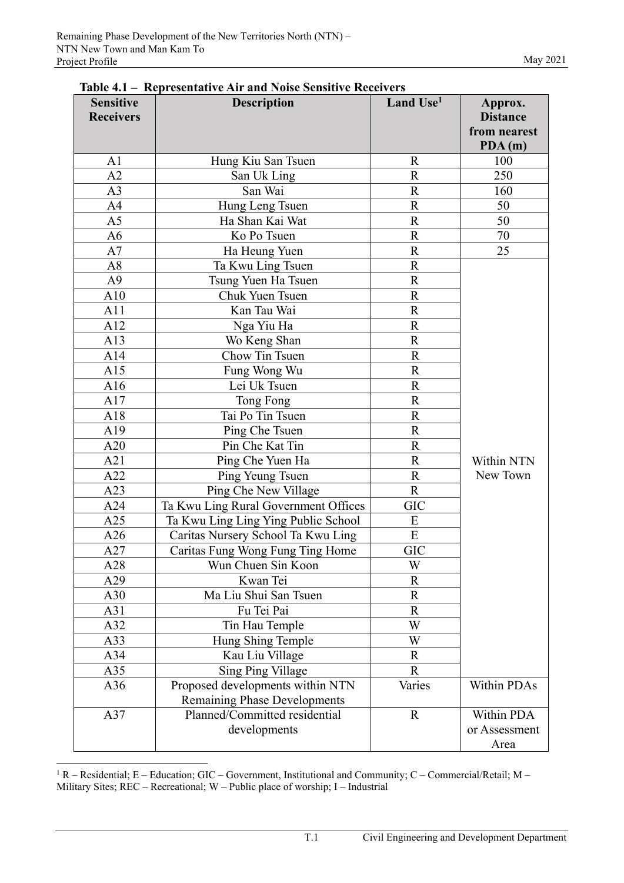**Table 4.1 – Representative Air and Noise Sensitive Receivers**

| Sensitive Receivers | Description | Land Use[1] | Approx. Distance from nearest PDA (m) |
|---|---|---|---|
| A1 | Hung Kiu San Tsuen | R | 100 |
| A2 | San Uk Ling | R | 250 |
| A3 | San Wai | R | 160 |
| A4 | Hung Leng Tsuen | R | 50 |
| A5 | Ha Shan Kai Wat | R | 50 |
| A6 | Ko Po Tsuen | R | 70 |
| A7 | Ha Heung Yuen | R | 25 |
| A8 | Ta Kwu Ling Tsuen | R | Within NTN New Town |
| A9 | Tsung Yuen Ha Tsuen | R | |
| A10 | Chuk Yuen Tsuen | R | |
| A11 | Kan Tau Wai | R | |
| A12 | Nga Yiu Ha | R | |
| A13 | Wo Keng Shan | R | |
| A14 | Chow Tin Tsuen | R | |
| A15 | Fung Wong Wu | R | |
| A16 | Lei Uk Tsuen | R | |
| A17 | Tong Fong | R | |
| A18 | Tai Po Tin Tsuen | R | |
| A19 | Ping Che Tsuen | R | |
| A20 | Pin Che Kat Tin | R | |
| A21 | Ping Che Yuen Ha | R | |
| A22 | Ping Yeung Tsuen | R | |
| A23 | Ping Che New Village | R | |
| A24 | Ta Kwu Ling Rural Government Offices | GIC | |
| A25 | Ta Kwu Ling Ling Ying Public School | E | |
| A26 | Caritas Nursery School Ta Kwu Ling | E | |
| A27 | Caritas Fung Wong Fung Ting Home | GIC | |
| A28 | Wun Chuen Sin Koon | W | |
| A29 | Kwan Tei | R | |
| A30 | Ma Liu Shui San Tsuen | R | |
| A31 | Fu Tei Pai | R | |
| A32 | Tin Hau Temple | W | |
| A33 | Hung Shing Temple | W | |
| A34 | Kau Liu Village | R | |
| A35 | Sing Ping Village | R | |
| A36 | Proposed developments within NTN Remaining Phase Developments | Varies | Within PDAs |
| A37 | Planned/Committed residential developments | R | Within PDA or Assessment Area |

[1] R – Residential; E – Education; GIC – Government, Institutional and Community; C – Commercial/Retail; M – Military Sites; REC – Recreational; W – Public place of worship; I – Industrial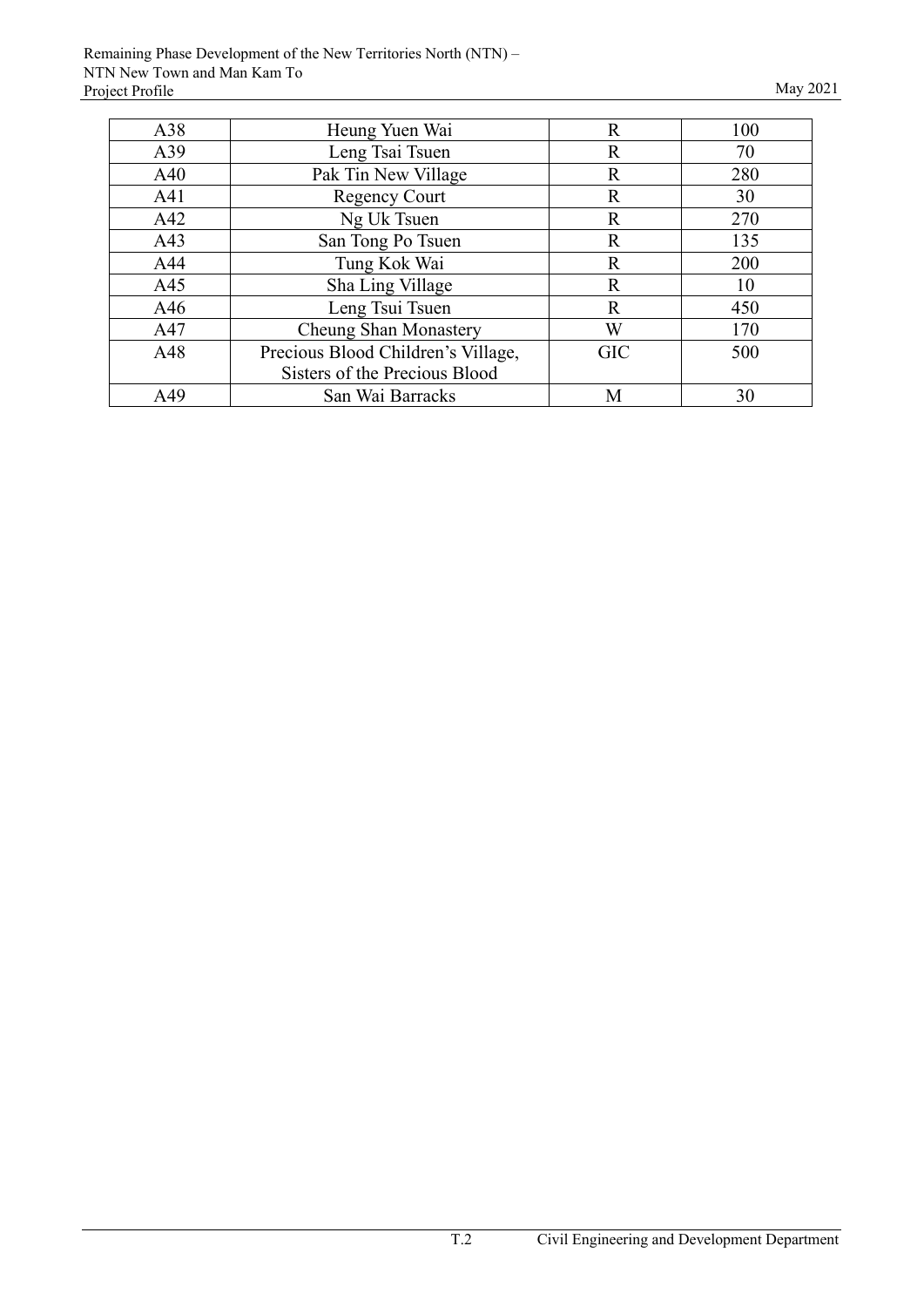| A38 | Heung Yuen Wai | R | 100 |
|---|---|---|---|
| A39 | Leng Tsai Tsuen | R | 70 |
| A40 | Pak Tin New Village | R | 280 |
| A41 | Regency Court | R | 30 |
| A42 | Ng Uk Tsuen | R | 270 |
| A43 | San Tong Po Tsuen | R | 135 |
| A44 | Tung Kok Wai | R | 200 |
| A45 | Sha Ling Village | R | 10 |
| A46 | Leng Tsui Tsuen | R | 450 |
| A47 | Cheung Shan Monastery | W | 170 |
| A48 | Precious Blood Children's Village, Sisters of the Precious Blood | GIC | 500 |
| A49 | San Wai Barracks | M | 30 |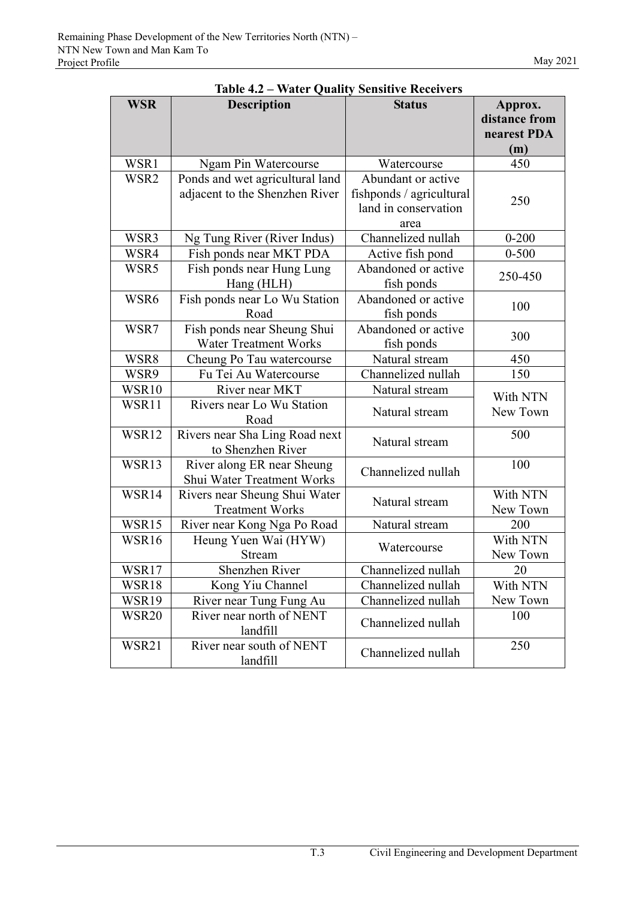**Table 4.2 – Water Quality Sensitive Receivers**

| WSR | Description | Status | Approx. distance from nearest PDA (m) |
|---|---|---|---|
| WSR1 | Ngam Pin Watercourse | Watercourse | 450 |
| WSR2 | Ponds and wet agricultural land adjacent to the Shenzhen River | Abundant or active fishponds / agricultural land in conservation area | 250 |
| WSR3 | Ng Tung River (River Indus) | Channelized nullah | 0-200 |
| WSR4 | Fish ponds near MKT PDA | Active fish pond | 0-500 |
| WSR5 | Fish ponds near Hung Lung Hang (HLH) | Abandoned or active fish ponds | 250-450 |
| WSR6 | Fish ponds near Lo Wu Station Road | Abandoned or active fish ponds | 100 |
| WSR7 | Fish ponds near Sheung Shui Water Treatment Works | Abandoned or active fish ponds | 300 |
| WSR8 | Cheung Po Tau watercourse | Natural stream | 450 |
| WSR9 | Fu Tei Au Watercourse | Channelized nullah | 150 |
| WSR10 | River near MKT | Natural stream | With NTN New Town |
| WSR11 | Rivers near Lo Wu Station Road | Natural stream | |
| WSR12 | Rivers near Sha Ling Road next to Shenzhen River | Natural stream | 500 |
| WSR13 | River along ER near Sheung Shui Water Treatment Works | Channelized nullah | 100 |
| WSR14 | Rivers near Sheung Shui Water Treatment Works | Natural stream | With NTN New Town |
| WSR15 | River near Kong Nga Po Road | Natural stream | 200 |
| WSR16 | Heung Yuen Wai (HYW) Stream | Watercourse | With NTN New Town |
| WSR17 | Shenzhen River | Channelized nullah | 20 |
| WSR18 | Kong Yiu Channel | Channelized nullah | With NTN New Town |
| WSR19 | River near Tung Fung Au | Channelized nullah | |
| WSR20 | River near north of NENT landfill | Channelized nullah | 100 |
| WSR21 | River near south of NENT landfill | Channelized nullah | 250 |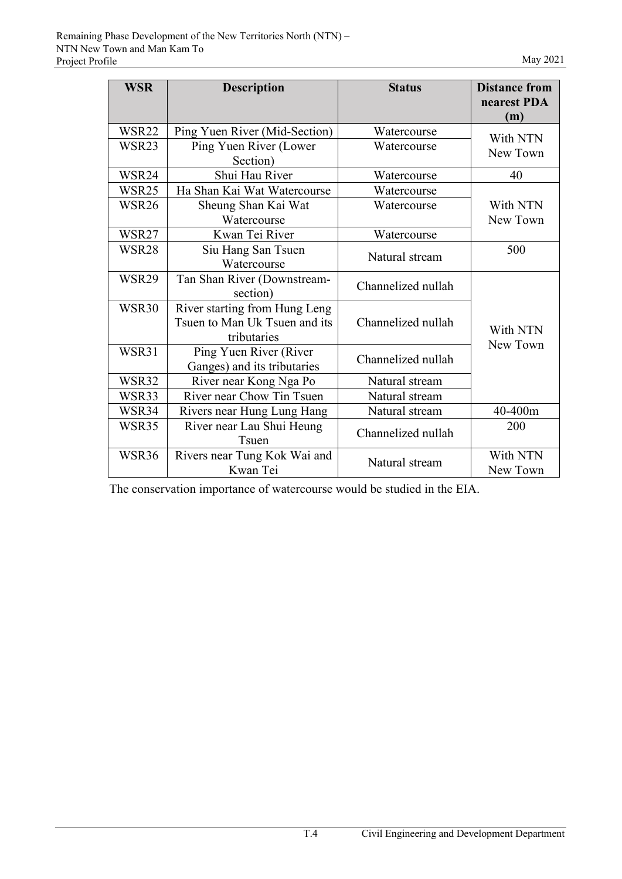| WSR | Description | Status | Distance from nearest PDA (m) |
|---|---|---|---|
| WSR22 | Ping Yuen River (Mid-Section) | Watercourse | With NTN New Town |
| WSR23 | Ping Yuen River (Lower Section) | Watercourse | |
| WSR24 | Shui Hau River | Watercourse | 40 |
| WSR25 | Ha Shan Kai Wat Watercourse | Watercourse | With NTN New Town |
| WSR26 | Sheung Shan Kai Wat Watercourse | Watercourse | |
| WSR27 | Kwan Tei River | Watercourse | |
| WSR28 | Siu Hang San Tsuen Watercourse | Natural stream | 500 |
| WSR29 | Tan Shan River (Downstream-section) | Channelized nullah | With NTN New Town |
| WSR30 | River starting from Hung Leng Tsuen to Man Uk Tsuen and its tributaries | Channelized nullah | |
| WSR31 | Ping Yuen River (River Ganges) and its tributaries | Channelized nullah | |
| WSR32 | River near Kong Nga Po | Natural stream | |
| WSR33 | River near Chow Tin Tsuen | Natural stream | |
| WSR34 | Rivers near Hung Lung Hang | Natural stream | 40-400m |
| WSR35 | River near Lau Shui Heung Tsuen | Channelized nullah | 200 |
| WSR36 | Rivers near Tung Kok Wai and Kwan Tei | Natural stream | With NTN New Town |

The conservation importance of watercourse would be studied in the EIA.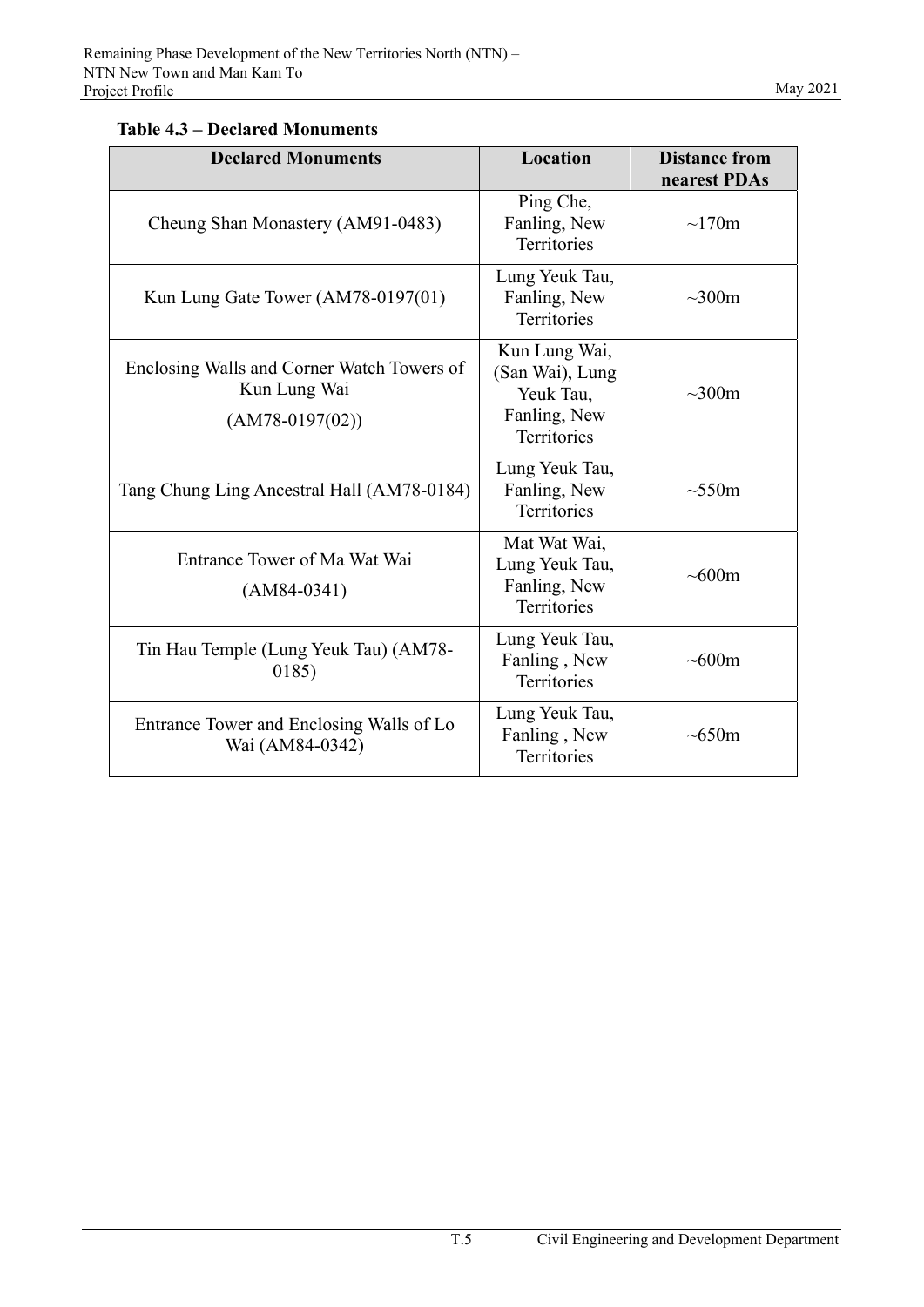**Table 4.3 – Declared Monuments**

| Declared Monuments | Location | Distance from nearest PDAs |
|---|---|---|
| Cheung Shan Monastery (AM91-0483) | Ping Che, Fanling, New Territories | ~170m |
| Kun Lung Gate Tower (AM78-0197(01) | Lung Yeuk Tau, Fanling, New Territories | ~300m |
| Enclosing Walls and Corner Watch Towers of Kun Lung Wai (AM78-0197(02)) | Kun Lung Wai, (San Wai), Lung Yeuk Tau, Fanling, New Territories | ~300m |
| Tang Chung Ling Ancestral Hall (AM78-0184) | Lung Yeuk Tau, Fanling, New Territories | ~550m |
| Entrance Tower of Ma Wat Wai (AM84-0341) | Mat Wat Wai, Lung Yeuk Tau, Fanling, New Territories | ~600m |
| Tin Hau Temple (Lung Yeuk Tau) (AM78-0185) | Lung Yeuk Tau, Fanling , New Territories | ~600m |
| Entrance Tower and Enclosing Walls of Lo Wai (AM84-0342) | Lung Yeuk Tau, Fanling , New Territories | ~650m |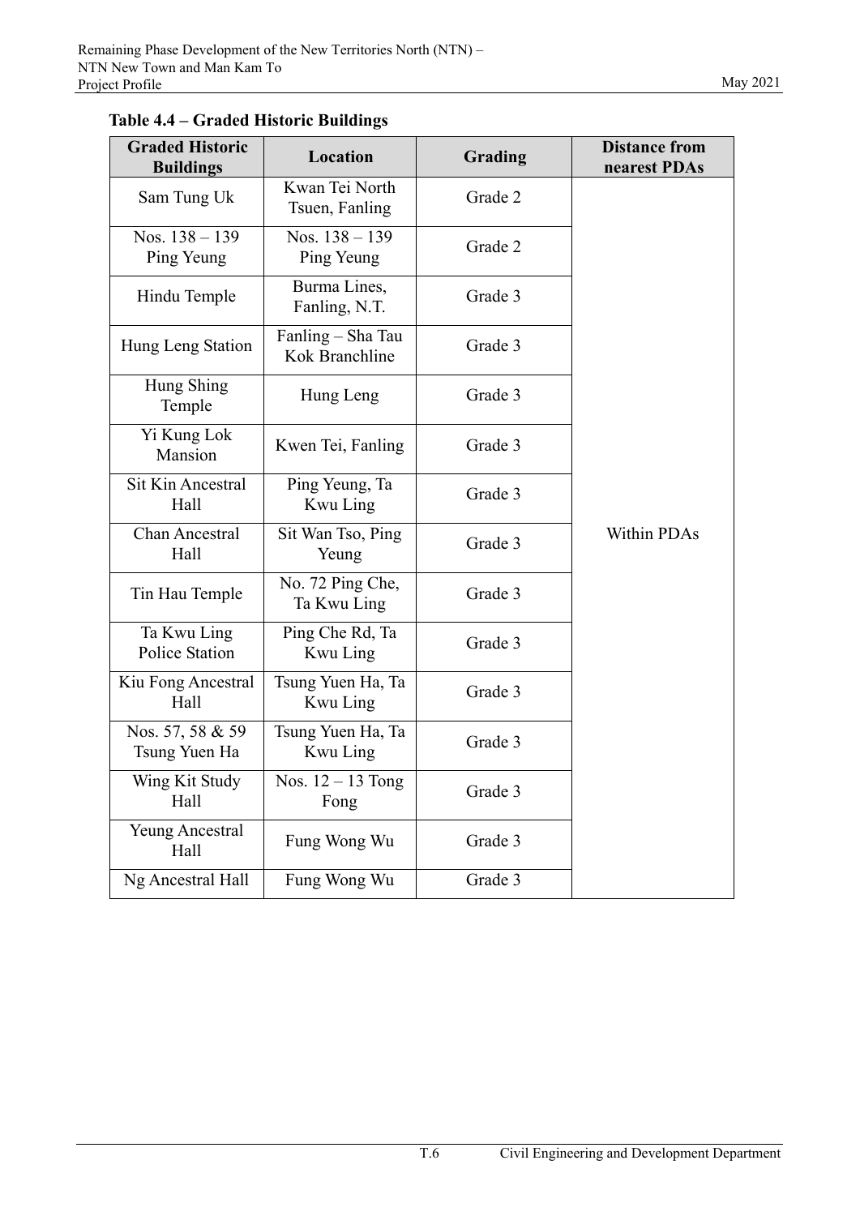**Table 4.4 – Graded Historic Buildings**

| Graded Historic Buildings | Location | Grading | Distance from nearest PDAs |
|---|---|---|---|
| Sam Tung Uk | Kwan Tei North Tsuen, Fanling | Grade 2 | Within PDAs |
| Nos. 138 – 139 Ping Yeung | Nos. 138 – 139 Ping Yeung | Grade 2 | |
| Hindu Temple | Burma Lines, Fanling, N.T. | Grade 3 | |
| Hung Leng Station | Fanling – Sha Tau Kok Branchline | Grade 3 | |
| Hung Shing Temple | Hung Leng | Grade 3 | |
| Yi Kung Lok Mansion | Kwen Tei, Fanling | Grade 3 | |
| Sit Kin Ancestral Hall | Ping Yeung, Ta Kwu Ling | Grade 3 | |
| Chan Ancestral Hall | Sit Wan Tso, Ping Yeung | Grade 3 | |
| Tin Hau Temple | No. 72 Ping Che, Ta Kwu Ling | Grade 3 | |
| Ta Kwu Ling Police Station | Ping Che Rd, Ta Kwu Ling | Grade 3 | |
| Kiu Fong Ancestral Hall | Tsung Yuen Ha, Ta Kwu Ling | Grade 3 | |
| Nos. 57, 58 & 59 Tsung Yuen Ha | Tsung Yuen Ha, Ta Kwu Ling | Grade 3 | |
| Wing Kit Study Hall | Nos. 12 – 13 Tong Fong | Grade 3 | |
| Yeung Ancestral Hall | Fung Wong Wu | Grade 3 | |
| Ng Ancestral Hall | Fung Wong Wu | Grade 3 | |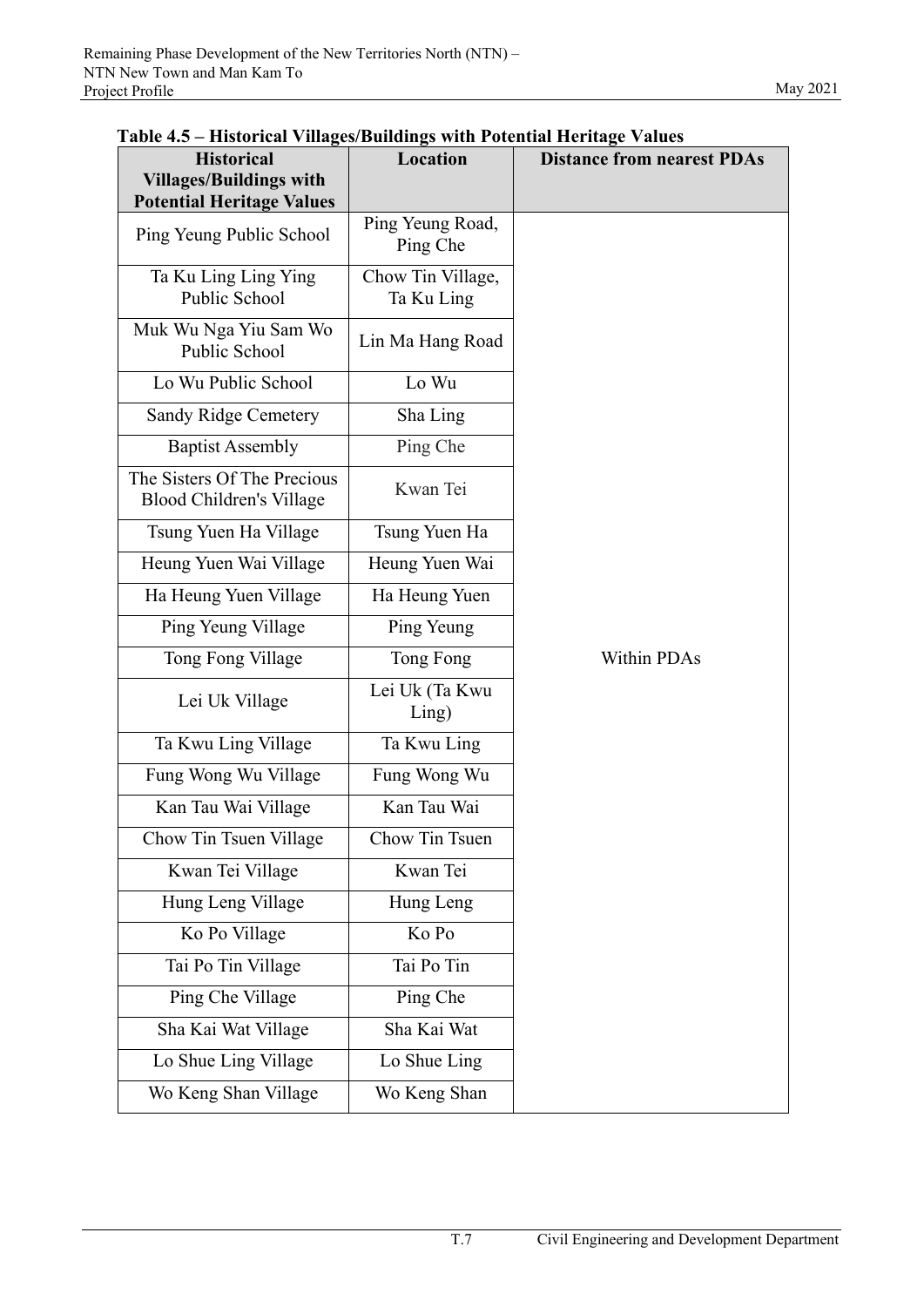**Table 4.5 – Historical Villages/Buildings with Potential Heritage Values**

| Historical Villages/Buildings with Potential Heritage Values | Location | Distance from nearest PDAs |
|---|---|---|
| Ping Yeung Public School | Ping Yeung Road, Ping Che | Within PDAs |
| Ta Ku Ling Ling Ying Public School | Chow Tin Village, Ta Ku Ling | |
| Muk Wu Nga Yiu Sam Wo Public School | Lin Ma Hang Road | |
| Lo Wu Public School | Lo Wu | |
| Sandy Ridge Cemetery | Sha Ling | |
| Baptist Assembly | Ping Che | |
| The Sisters Of The Precious Blood Children's Village | Kwan Tei | |
| Tsung Yuen Ha Village | Tsung Yuen Ha | |
| Heung Yuen Wai Village | Heung Yuen Wai | |
| Ha Heung Yuen Village | Ha Heung Yuen | |
| Ping Yeung Village | Ping Yeung | |
| Tong Fong Village | Tong Fong | |
| Lei Uk Village | Lei Uk (Ta Kwu Ling) | |
| Ta Kwu Ling Village | Ta Kwu Ling | |
| Fung Wong Wu Village | Fung Wong Wu | |
| Kan Tau Wai Village | Kan Tau Wai | |
| Chow Tin Tsuen Village | Chow Tin Tsuen | |
| Kwan Tei Village | Kwan Tei | |
| Hung Leng Village | Hung Leng | |
| Ko Po Village | Ko Po | |
| Tai Po Tin Village | Tai Po Tin | |
| Ping Che Village | Ping Che | |
| Sha Kai Wat Village | Sha Kai Wat | |
| Lo Shue Ling Village | Lo Shue Ling | |
| Wo Keng Shan Village | Wo Keng Shan | |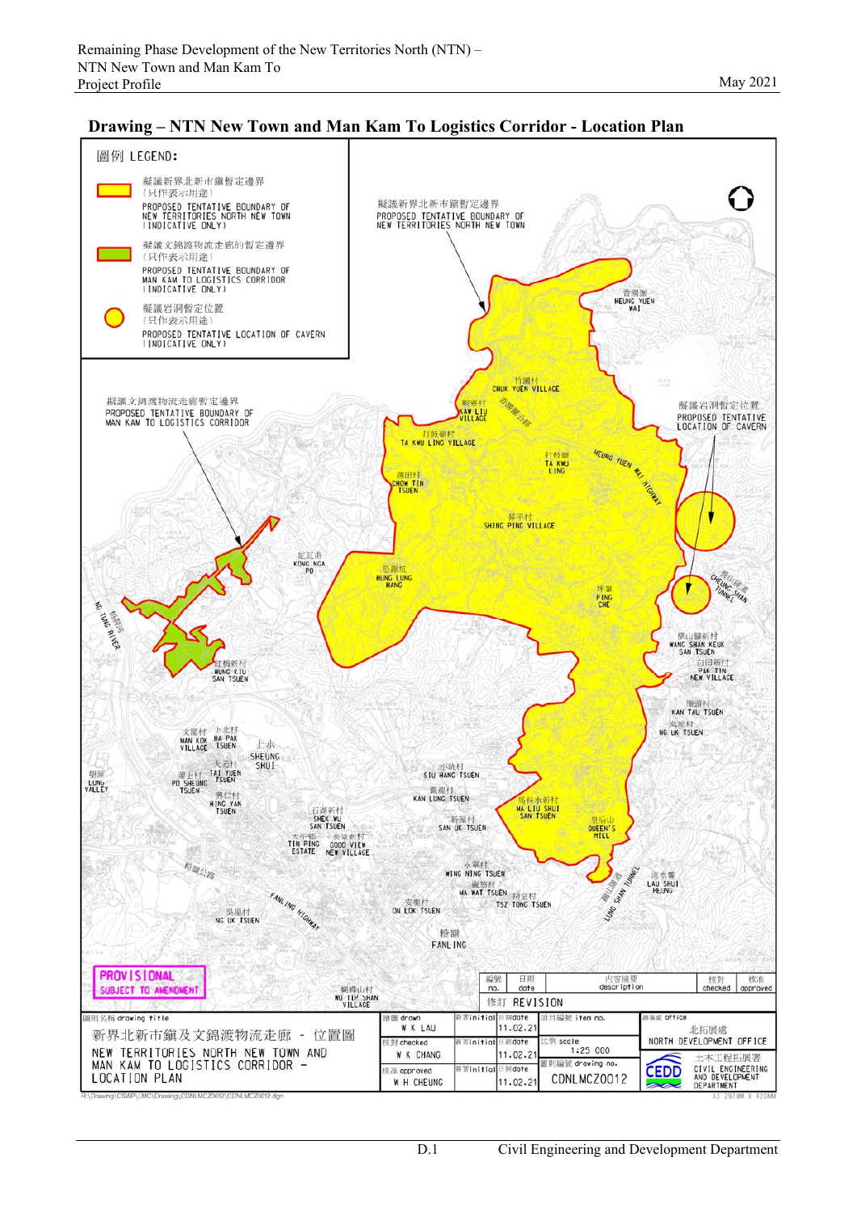## Drawing – NTN New Town and Man Kam To Logistics Corridor - Location Plan

圖例 LEGEND:

擬議新界北新市鎮暫定邊界（只作表示用途）
PROPOSED TENTATIVE BOUNDARY OF NEW TERRITORIES NORTH NEW TOWN (INDICATIVE ONLY)

擬議文錦渡物流走廊的暫定邊界（只作表示用途）
PROPOSED TENTATIVE BOUNDARY OF MAN KAM TO LOGISTICS CORRIDOR (INDICATIVE ONLY)

擬議岩洞暫定位置（只作表示用途）
PROPOSED TENTATIVE LOCATION OF CAVERN (INDICATIVE ONLY)

擬議新界北新市鎮暫定邊界
PROPOSED TENTATIVE BOUNDARY OF NEW TERRITORIES NORTH NEW TOWN

擬議文錦渡物流走廊暫定邊界
PROPOSED TENTATIVE BOUNDARY OF MAN KAM TO LOGISTICS CORRIDOR

擬議岩洞暫定位置
PROPOSED TENTATIVE LOCATION OF CAVERN

香園圍 HEUNG YUEN WAI
竹園村 CHUK YUEN VILLAGE
較寮村 KAW LIU VILLAGE
打鼓嶺村 TA KWU LING VILLAGE
打鼓嶺 TA KWU LING
HEUNG YUEN WAI HIGHWAY
週田村 CHOW TIN TSUEN
昇平村 SHING PING VILLAGE
恐龍坑 HUNG LUNG HANG
坪輋 PING CHE
CHEUNG SHAN TUNNEL
橫山腳新村 WANG SHAN KEUK SAN TSUEN
白田新村 PAK TIN NEW VILLAGE
簡頭村 KAN TAU TSUEN
鳥屋村 NG UK TSUEN
紅花嶺 KONG NGA PO
洪橋新村 HUNG KIU SAN TSUEN
NG TUNG RIVER
文閣村 MAN KOK VILLAGE
下北村 HA PAK TSUEN
上水 SHEUNG SHUI
大元村 TAI YUEN TSUEN
蒲上村 PO SHEUNG TSUEN
興仁村 HING YAN TSUEN
聯原 LUNG VALLEY
石湖新村 SHEK WU SAN TSUEN
太平邨 TIN PING ESTATE
華廈新村 GOOD VIEW NEW VILLAGE
小坑村 SIU HANG TSUEN
簡龍村 KAN LUNG TSUEN
新屋村 SAN UK TSUEN
馬料水新村 MA LIU SHUI SAN TSUEN
皇后山 QUEEN'S HILL
永寧村 WING NING TSUEN
嘛笏村 MA WAT TSUEN
祠堂村 TSZ TONG TSUEN
安樂村 ON LOK TSUEN
LUNG SHAN TUNNEL
流水響 LAU SHUI HEUNG
FANLING HIGHWAY
吳屋村 NG UK TSUEN
粉嶺 FANLING
蝴蝶山村 WU TIP SHAN VILLAGE

PROVISIONAL SUBJECT TO AMENDMENT

| 編號 no. | 日期 date | 內容摘要 description | 核對 checked | 核准 approved |
|---|---|---|---|---|
| 修訂 REVISION | | | | |

| | | | | |
|---|---|---|---|---|
| 圖則名稱 drawing title: 新界北新市鎮及文錦渡物流走廊 - 位置圖 NEW TERRITORIES NORTH NEW TOWN AND MAN KAM TO LOGISTICS CORRIDOR - LOCATION PLAN | 繪圖 drawn: W K LAU | 日期 date: 11.02.21 | 項目編號 item no. | 辦事處 office: 北拓展處 NORTH DEVELOPMENT OFFICE |
| | 核對 checked: W K CHANG | 日期 date: 11.02.21 | 比例 scale: 1:25 000 | 土木工程拓展署 CIVIL ENGINEERING AND DEVELOPMENT DEPARTMENT |
| | 核准 approved: W H CHEUNG | 日期 date: 11.02.21 | 圖則編號 drawing no.: CDNLMCZ0012 | |

R:\Drawing\CSWP\LMC\Drawing\CDNLMCZ0012\CDNLMCZ0012.dgn

A3 297MM X 420MM